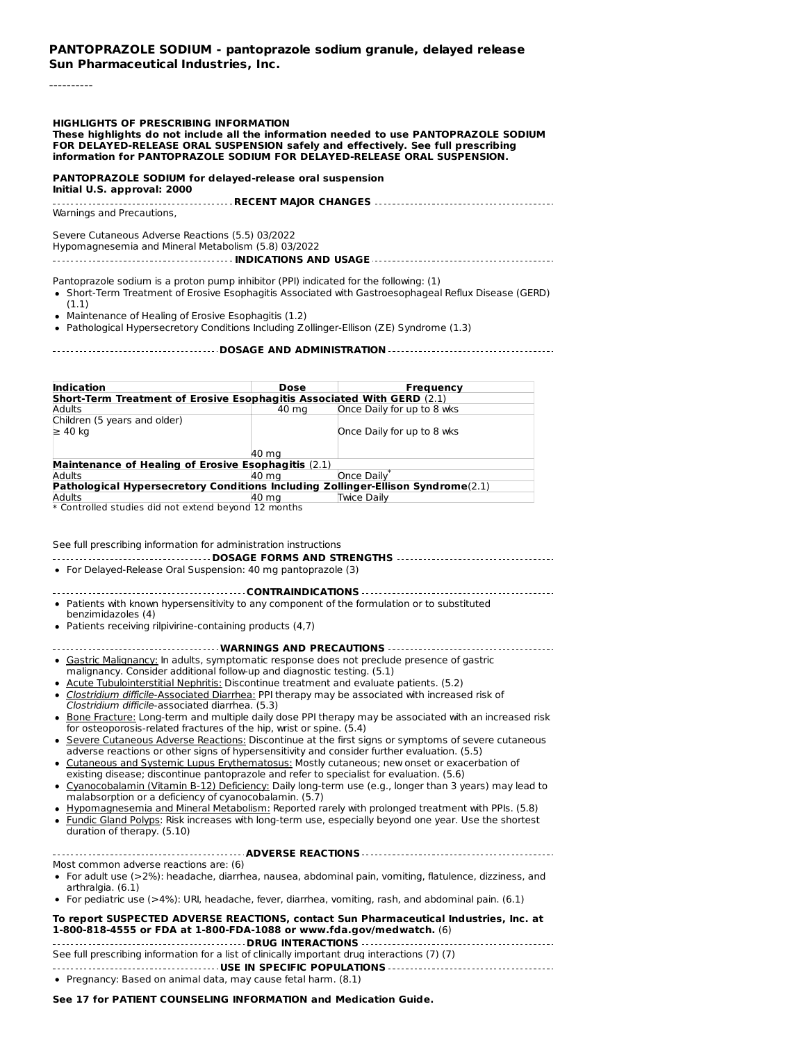**PANTOPRAZOLE SODIUM - pantoprazole sodium granule, delayed release**
**Sun Pharmaceutical Industries, Inc.**

----------

**HIGHLIGHTS OF PRESCRIBING INFORMATION**
**These highlights do not include all the information needed to use PANTOPRAZOLE SODIUM FOR DELAYED-RELEASE ORAL SUSPENSION safely and effectively. See full prescribing information for PANTOPRAZOLE SODIUM FOR DELAYED-RELEASE ORAL SUSPENSION.**

**PANTOPRAZOLE SODIUM for delayed-release oral suspension**
**Initial U.S. approval: 2000**

**RECENT MAJOR CHANGES**

Warnings and Precautions,

Severe Cutaneous Adverse Reactions (5.5) 03/2022
Hypomagnesemia and Mineral Metabolism (5.8) 03/2022

**INDICATIONS AND USAGE**

Pantoprazole sodium is a proton pump inhibitor (PPI) indicated for the following: (1)

- Short-Term Treatment of Erosive Esophagitis Associated with Gastroesophageal Reflux Disease (GERD) (1.1)
- Maintenance of Healing of Erosive Esophagitis (1.2)
- Pathological Hypersecretory Conditions Including Zollinger-Ellison (ZE) Syndrome (1.3)

**DOSAGE AND ADMINISTRATION**

| Indication | Dose | Frequency |
|---|---|---|
| **Short-Term Treatment of Erosive Esophagitis Associated With GERD** (2.1) | | |
| Adults | 40 mg | Once Daily for up to 8 wks |
| Children (5 years and older) ≥ 40 kg | 40 mg | Once Daily for up to 8 wks |
| **Maintenance of Healing of Erosive Esophagitis** (2.1) | | |
| Adults | 40 mg | Once Daily* |
| **Pathological Hypersecretory Conditions Including Zollinger-Ellison Syndrome**(2.1) | | |
| Adults | 40 mg | Twice Daily |

\* Controlled studies did not extend beyond 12 months

See full prescribing information for administration instructions

**DOSAGE FORMS AND STRENGTHS**

- For Delayed-Release Oral Suspension: 40 mg pantoprazole (3)

**CONTRAINDICATIONS**

- Patients with known hypersensitivity to any component of the formulation or to substituted benzimidazoles (4)
- Patients receiving rilpivirine-containing products (4,7)

**WARNINGS AND PRECAUTIONS**

- Gastric Malignancy: In adults, symptomatic response does not preclude presence of gastric malignancy. Consider additional follow-up and diagnostic testing. (5.1)
- Acute Tubulointerstitial Nephritis: Discontinue treatment and evaluate patients. (5.2)
- *Clostridium difficile*-Associated Diarrhea: PPI therapy may be associated with increased risk of *Clostridium difficile*-associated diarrhea. (5.3)
- Bone Fracture: Long-term and multiple daily dose PPI therapy may be associated with an increased risk for osteoporosis-related fractures of the hip, wrist or spine. (5.4)
- Severe Cutaneous Adverse Reactions: Discontinue at the first signs or symptoms of severe cutaneous adverse reactions or other signs of hypersensitivity and consider further evaluation. (5.5)
- Cutaneous and Systemic Lupus Erythematosus: Mostly cutaneous; new onset or exacerbation of existing disease; discontinue pantoprazole and refer to specialist for evaluation. (5.6)
- Cyanocobalamin (Vitamin B-12) Deficiency: Daily long-term use (e.g., longer than 3 years) may lead to malabsorption or a deficiency of cyanocobalamin. (5.7)
- Hypomagnesemia and Mineral Metabolism: Reported rarely with prolonged treatment with PPIs. (5.8)
- Fundic Gland Polyps: Risk increases with long-term use, especially beyond one year. Use the shortest duration of therapy. (5.10)

**ADVERSE REACTIONS**

Most common adverse reactions are: (6)

- For adult use (>2%): headache, diarrhea, nausea, abdominal pain, vomiting, flatulence, dizziness, and arthralgia. (6.1)
- For pediatric use (>4%): URI, headache, fever, diarrhea, vomiting, rash, and abdominal pain. (6.1)

**To report SUSPECTED ADVERSE REACTIONS, contact Sun Pharmaceutical Industries, Inc. at 1-800-818-4555 or FDA at 1-800-FDA-1088 or www.fda.gov/medwatch.** (6)

**DRUG INTERACTIONS**

See full prescribing information for a list of clinically important drug interactions (7) (7)

**USE IN SPECIFIC POPULATIONS**

- Pregnancy: Based on animal data, may cause fetal harm. (8.1)

**See 17 for PATIENT COUNSELING INFORMATION and Medication Guide.**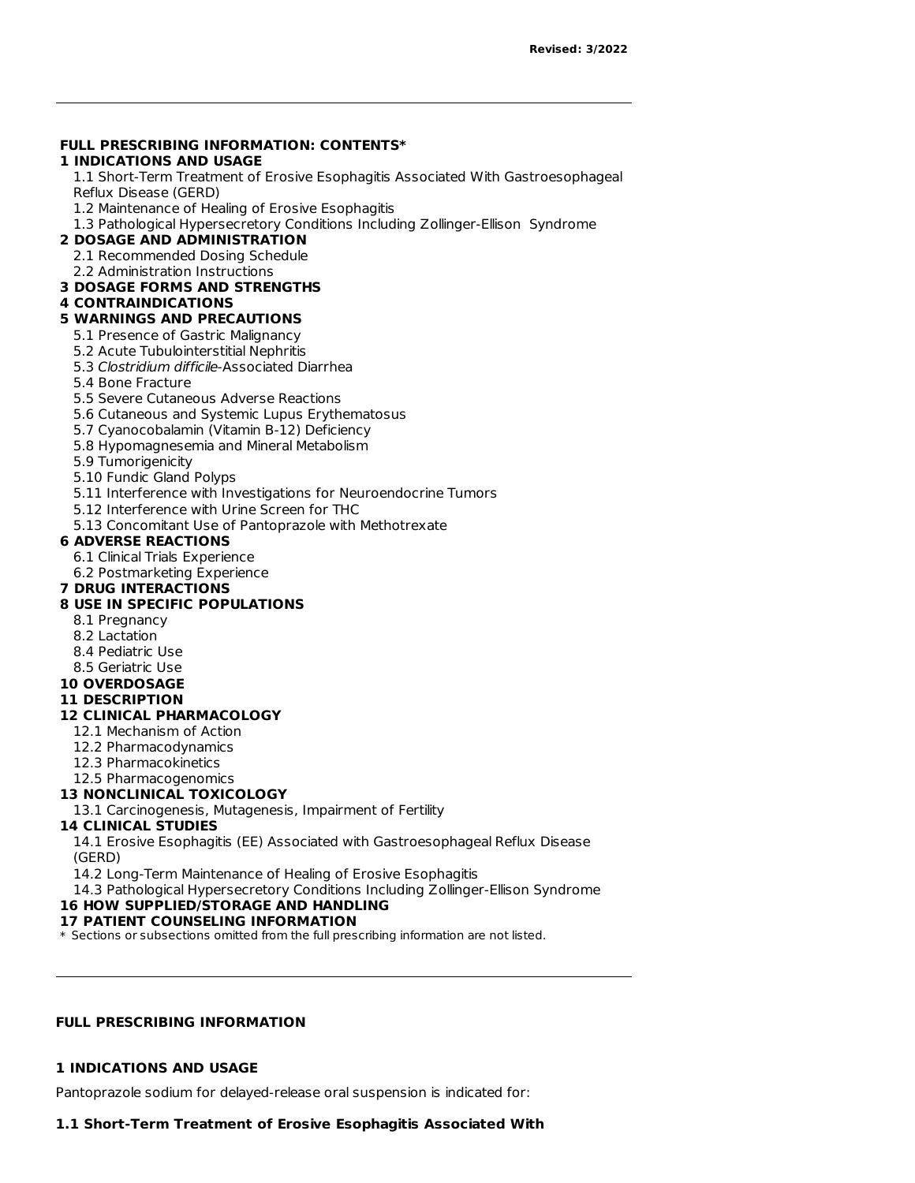Revised: 3/2022

---

**FULL PRESCRIBING INFORMATION: CONTENTS***

**1 INDICATIONS AND USAGE**
- 1.1 Short-Term Treatment of Erosive Esophagitis Associated With Gastroesophageal Reflux Disease (GERD)
- 1.2 Maintenance of Healing of Erosive Esophagitis
- 1.3 Pathological Hypersecretory Conditions Including Zollinger-Ellison Syndrome

**2 DOSAGE AND ADMINISTRATION**
- 2.1 Recommended Dosing Schedule
- 2.2 Administration Instructions

**3 DOSAGE FORMS AND STRENGTHS**

**4 CONTRAINDICATIONS**

**5 WARNINGS AND PRECAUTIONS**
- 5.1 Presence of Gastric Malignancy
- 5.2 Acute Tubulointerstitial Nephritis
- 5.3 *Clostridium difficile*-Associated Diarrhea
- 5.4 Bone Fracture
- 5.5 Severe Cutaneous Adverse Reactions
- 5.6 Cutaneous and Systemic Lupus Erythematosus
- 5.7 Cyanocobalamin (Vitamin B-12) Deficiency
- 5.8 Hypomagnesemia and Mineral Metabolism
- 5.9 Tumorigenicity
- 5.10 Fundic Gland Polyps
- 5.11 Interference with Investigations for Neuroendocrine Tumors
- 5.12 Interference with Urine Screen for THC
- 5.13 Concomitant Use of Pantoprazole with Methotrexate

**6 ADVERSE REACTIONS**
- 6.1 Clinical Trials Experience
- 6.2 Postmarketing Experience

**7 DRUG INTERACTIONS**

**8 USE IN SPECIFIC POPULATIONS**
- 8.1 Pregnancy
- 8.2 Lactation
- 8.4 Pediatric Use
- 8.5 Geriatric Use

**10 OVERDOSAGE**

**11 DESCRIPTION**

**12 CLINICAL PHARMACOLOGY**
- 12.1 Mechanism of Action
- 12.2 Pharmacodynamics
- 12.3 Pharmacokinetics
- 12.5 Pharmacogenomics

**13 NONCLINICAL TOXICOLOGY**
- 13.1 Carcinogenesis, Mutagenesis, Impairment of Fertility

**14 CLINICAL STUDIES**
- 14.1 Erosive Esophagitis (EE) Associated with Gastroesophageal Reflux Disease (GERD)
- 14.2 Long-Term Maintenance of Healing of Erosive Esophagitis
- 14.3 Pathological Hypersecretory Conditions Including Zollinger-Ellison Syndrome

**16 HOW SUPPLIED/STORAGE AND HANDLING**

**17 PATIENT COUNSELING INFORMATION**

\* Sections or subsections omitted from the full prescribing information are not listed.

---

## FULL PRESCRIBING INFORMATION

## 1 INDICATIONS AND USAGE

Pantoprazole sodium for delayed-release oral suspension is indicated for:

### 1.1 Short-Term Treatment of Erosive Esophagitis Associated With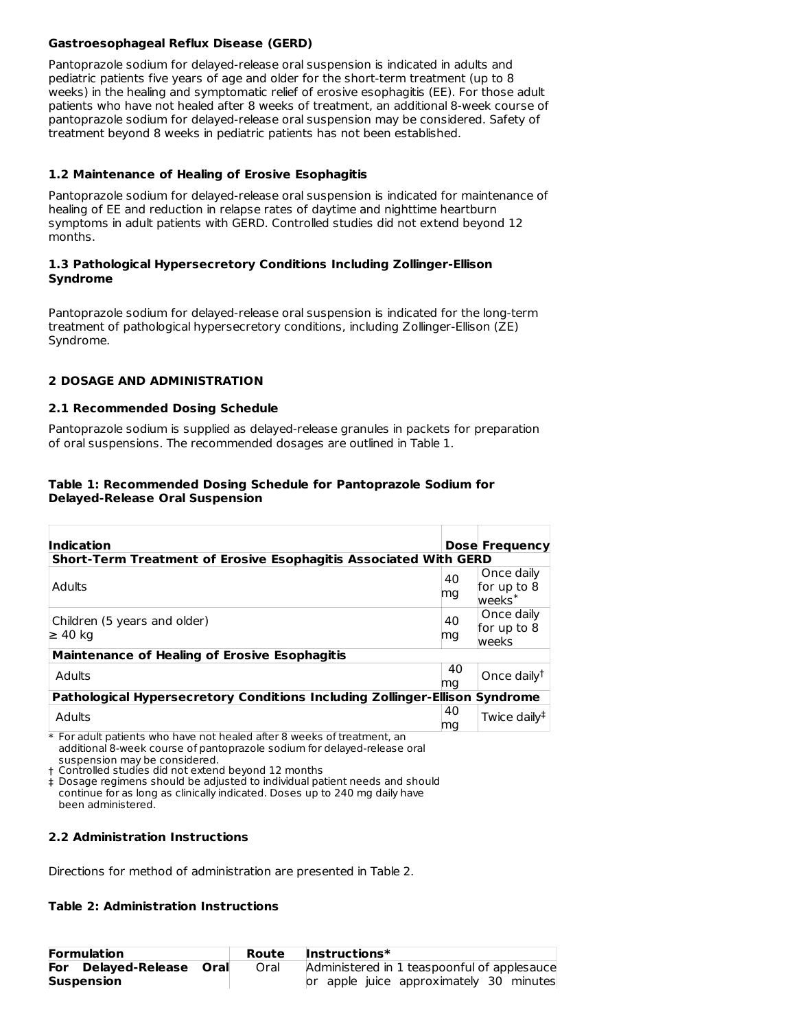**Gastroesophageal Reflux Disease (GERD)**

Pantoprazole sodium for delayed-release oral suspension is indicated in adults and pediatric patients five years of age and older for the short-term treatment (up to 8 weeks) in the healing and symptomatic relief of erosive esophagitis (EE). For those adult patients who have not healed after 8 weeks of treatment, an additional 8-week course of pantoprazole sodium for delayed-release oral suspension may be considered. Safety of treatment beyond 8 weeks in pediatric patients has not been established.

### 1.2 Maintenance of Healing of Erosive Esophagitis

Pantoprazole sodium for delayed-release oral suspension is indicated for maintenance of healing of EE and reduction in relapse rates of daytime and nighttime heartburn symptoms in adult patients with GERD. Controlled studies did not extend beyond 12 months.

### 1.3 Pathological Hypersecretory Conditions Including Zollinger-Ellison Syndrome

Pantoprazole sodium for delayed-release oral suspension is indicated for the long-term treatment of pathological hypersecretory conditions, including Zollinger-Ellison (ZE) Syndrome.

## 2 DOSAGE AND ADMINISTRATION

### 2.1 Recommended Dosing Schedule

Pantoprazole sodium is supplied as delayed-release granules in packets for preparation of oral suspensions. The recommended dosages are outlined in Table 1.

**Table 1: Recommended Dosing Schedule for Pantoprazole Sodium for Delayed-Release Oral Suspension**

| Indication | Dose | Frequency |
|---|---|---|
| **Short-Term Treatment of Erosive Esophagitis Associated With GERD** | | |
| Adults | 40 mg | Once daily for up to 8 weeks* |
| Children (5 years and older) ≥ 40 kg | 40 mg | Once daily for up to 8 weeks |
| **Maintenance of Healing of Erosive Esophagitis** | | |
| Adults | 40 mg | Once daily† |
| **Pathological Hypersecretory Conditions Including Zollinger-Ellison Syndrome** | | |
| Adults | 40 mg | Twice daily‡ |

\* For adult patients who have not healed after 8 weeks of treatment, an additional 8-week course of pantoprazole sodium for delayed-release oral suspension may be considered.
† Controlled studies did not extend beyond 12 months
‡ Dosage regimens should be adjusted to individual patient needs and should continue for as long as clinically indicated. Doses up to 240 mg daily have been administered.

### 2.2 Administration Instructions

Directions for method of administration are presented in Table 2.

**Table 2: Administration Instructions**

| Formulation | Route | Instructions* |
|---|---|---|
| **For Delayed-Release Oral Suspension** | Oral | Administered in 1 teaspoonful of applesauce or apple juice approximately 30 minutes |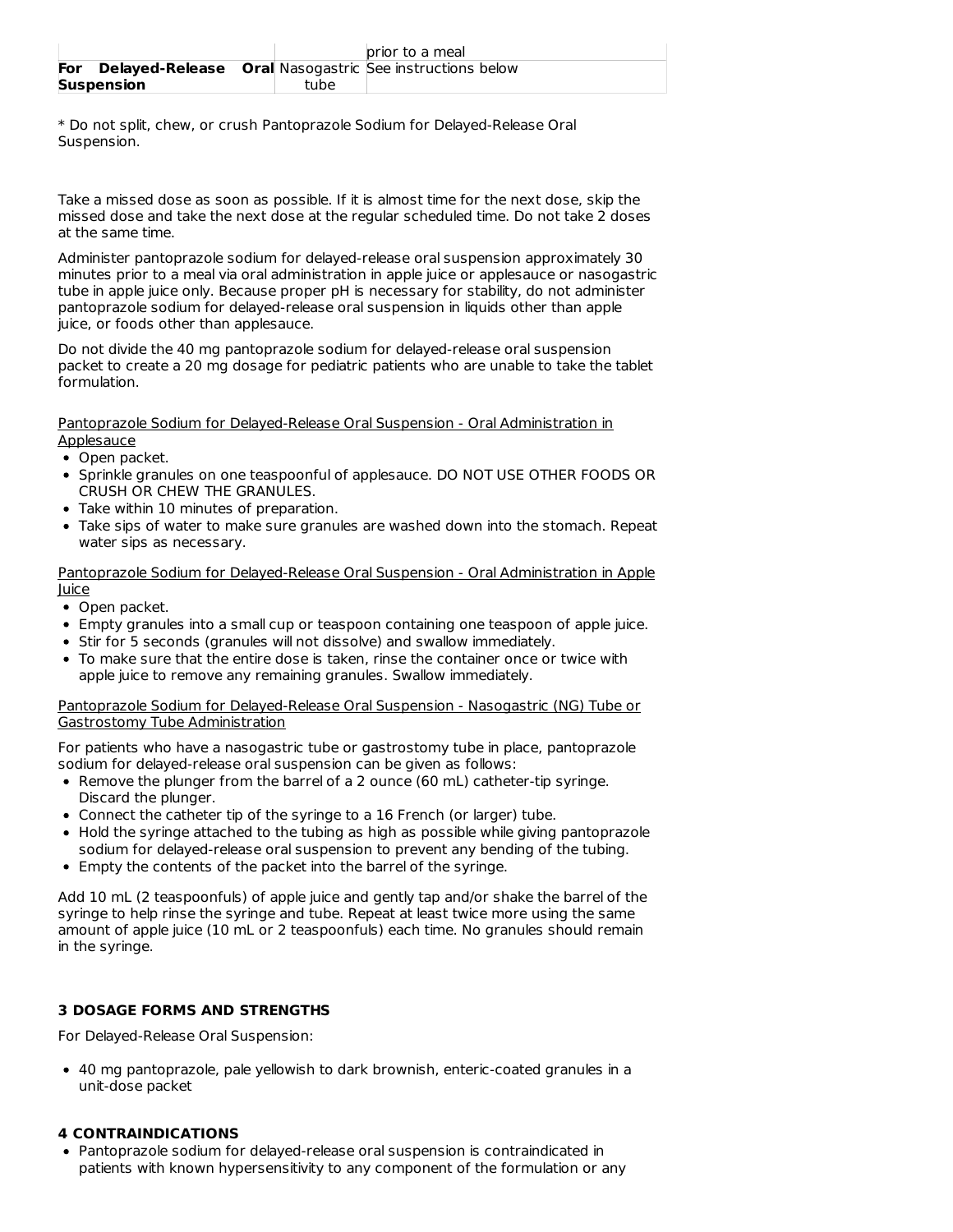| | | prior to a meal |
|---|---|---|
| **For Delayed-Release Oral Suspension** | Nasogastric tube | See instructions below |

* Do not split, chew, or crush Pantoprazole Sodium for Delayed-Release Oral Suspension.

Take a missed dose as soon as possible. If it is almost time for the next dose, skip the missed dose and take the next dose at the regular scheduled time. Do not take 2 doses at the same time.

Administer pantoprazole sodium for delayed-release oral suspension approximately 30 minutes prior to a meal via oral administration in apple juice or applesauce or nasogastric tube in apple juice only. Because proper pH is necessary for stability, do not administer pantoprazole sodium for delayed-release oral suspension in liquids other than apple juice, or foods other than applesauce.

Do not divide the 40 mg pantoprazole sodium for delayed-release oral suspension packet to create a 20 mg dosage for pediatric patients who are unable to take the tablet formulation.

<u>Pantoprazole Sodium for Delayed-Release Oral Suspension - Oral Administration in Applesauce</u>

- Open packet.
- Sprinkle granules on one teaspoonful of applesauce. DO NOT USE OTHER FOODS OR CRUSH OR CHEW THE GRANULES.
- Take within 10 minutes of preparation.
- Take sips of water to make sure granules are washed down into the stomach. Repeat water sips as necessary.

<u>Pantoprazole Sodium for Delayed-Release Oral Suspension - Oral Administration in Apple Juice</u>

- Open packet.
- Empty granules into a small cup or teaspoon containing one teaspoon of apple juice.
- Stir for 5 seconds (granules will not dissolve) and swallow immediately.
- To make sure that the entire dose is taken, rinse the container once or twice with apple juice to remove any remaining granules. Swallow immediately.

<u>Pantoprazole Sodium for Delayed-Release Oral Suspension - Nasogastric (NG) Tube or Gastrostomy Tube Administration</u>

For patients who have a nasogastric tube or gastrostomy tube in place, pantoprazole sodium for delayed-release oral suspension can be given as follows:

- Remove the plunger from the barrel of a 2 ounce (60 mL) catheter-tip syringe. Discard the plunger.
- Connect the catheter tip of the syringe to a 16 French (or larger) tube.
- Hold the syringe attached to the tubing as high as possible while giving pantoprazole sodium for delayed-release oral suspension to prevent any bending of the tubing.
- Empty the contents of the packet into the barrel of the syringe.

Add 10 mL (2 teaspoonfuls) of apple juice and gently tap and/or shake the barrel of the syringe to help rinse the syringe and tube. Repeat at least twice more using the same amount of apple juice (10 mL or 2 teaspoonfuls) each time. No granules should remain in the syringe.

## 3 DOSAGE FORMS AND STRENGTHS

For Delayed-Release Oral Suspension:

- 40 mg pantoprazole, pale yellowish to dark brownish, enteric-coated granules in a unit-dose packet

## 4 CONTRAINDICATIONS

- Pantoprazole sodium for delayed-release oral suspension is contraindicated in patients with known hypersensitivity to any component of the formulation or any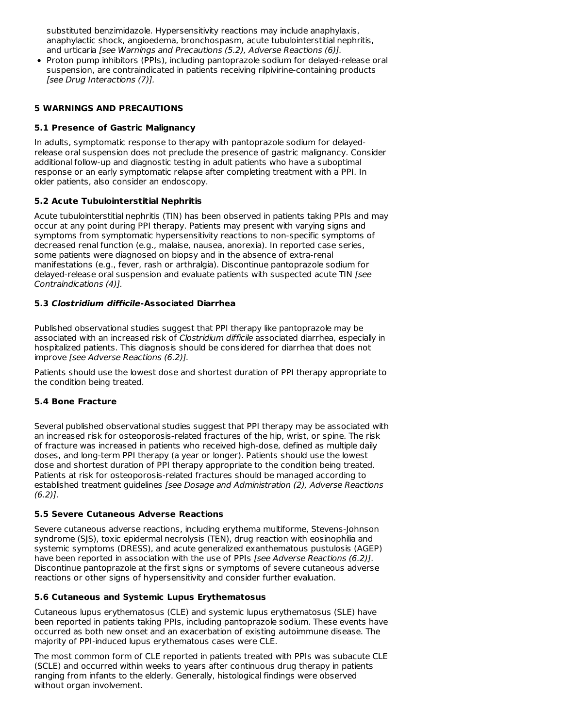substituted benzimidazole. Hypersensitivity reactions may include anaphylaxis, anaphylactic shock, angioedema, bronchospasm, acute tubulointerstitial nephritis, and urticaria *[see Warnings and Precautions (5.2), Adverse Reactions (6)].*

- Proton pump inhibitors (PPIs), including pantoprazole sodium for delayed-release oral suspension, are contraindicated in patients receiving rilpivirine-containing products *[see Drug Interactions (7)].*

## 5 WARNINGS AND PRECAUTIONS

### 5.1 Presence of Gastric Malignancy

In adults, symptomatic response to therapy with pantoprazole sodium for delayed-release oral suspension does not preclude the presence of gastric malignancy. Consider additional follow-up and diagnostic testing in adult patients who have a suboptimal response or an early symptomatic relapse after completing treatment with a PPI. In older patients, also consider an endoscopy.

### 5.2 Acute Tubulointerstitial Nephritis

Acute tubulointerstitial nephritis (TIN) has been observed in patients taking PPIs and may occur at any point during PPI therapy. Patients may present with varying signs and symptoms from symptomatic hypersensitivity reactions to non-specific symptoms of decreased renal function (e.g., malaise, nausea, anorexia). In reported case series, some patients were diagnosed on biopsy and in the absence of extra-renal manifestations (e.g., fever, rash or arthralgia). Discontinue pantoprazole sodium for delayed-release oral suspension and evaluate patients with suspected acute TIN *[see Contraindications (4)].*

### 5.3 *Clostridium difficile*-Associated Diarrhea

Published observational studies suggest that PPI therapy like pantoprazole may be associated with an increased risk of *Clostridium difficile* associated diarrhea, especially in hospitalized patients. This diagnosis should be considered for diarrhea that does not improve *[see Adverse Reactions (6.2)].*

Patients should use the lowest dose and shortest duration of PPI therapy appropriate to the condition being treated.

### 5.4 Bone Fracture

Several published observational studies suggest that PPI therapy may be associated with an increased risk for osteoporosis-related fractures of the hip, wrist, or spine. The risk of fracture was increased in patients who received high-dose, defined as multiple daily doses, and long-term PPI therapy (a year or longer). Patients should use the lowest dose and shortest duration of PPI therapy appropriate to the condition being treated. Patients at risk for osteoporosis-related fractures should be managed according to established treatment guidelines *[see Dosage and Administration (2), Adverse Reactions (6.2)].*

### 5.5 Severe Cutaneous Adverse Reactions

Severe cutaneous adverse reactions, including erythema multiforme, Stevens-Johnson syndrome (SJS), toxic epidermal necrolysis (TEN), drug reaction with eosinophilia and systemic symptoms (DRESS), and acute generalized exanthematous pustulosis (AGEP) have been reported in association with the use of PPIs *[see Adverse Reactions (6.2)]*. Discontinue pantoprazole at the first signs or symptoms of severe cutaneous adverse reactions or other signs of hypersensitivity and consider further evaluation.

### 5.6 Cutaneous and Systemic Lupus Erythematosus

Cutaneous lupus erythematosus (CLE) and systemic lupus erythematosus (SLE) have been reported in patients taking PPIs, including pantoprazole sodium. These events have occurred as both new onset and an exacerbation of existing autoimmune disease. The majority of PPI-induced lupus erythematous cases were CLE.

The most common form of CLE reported in patients treated with PPIs was subacute CLE (SCLE) and occurred within weeks to years after continuous drug therapy in patients ranging from infants to the elderly. Generally, histological findings were observed without organ involvement.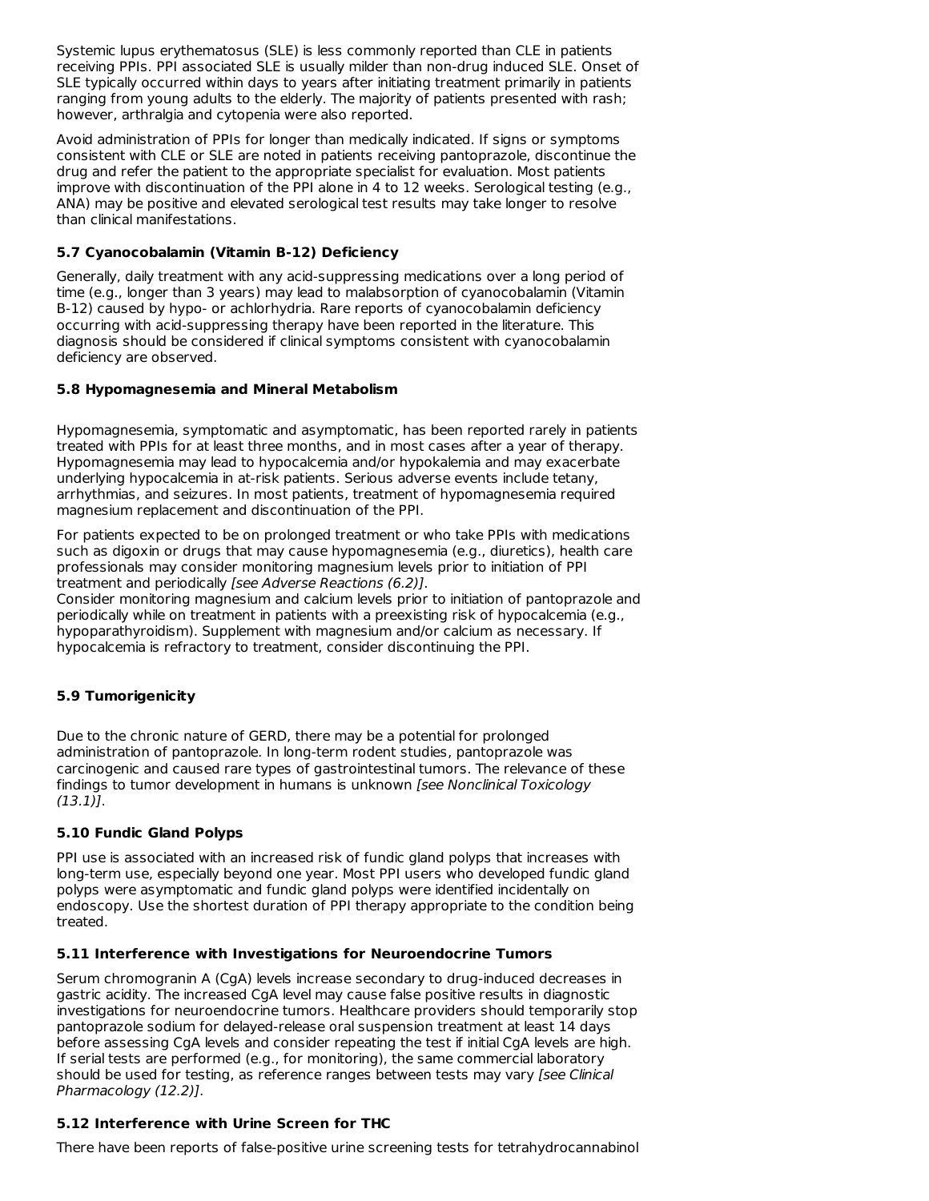Systemic lupus erythematosus (SLE) is less commonly reported than CLE in patients receiving PPIs. PPI associated SLE is usually milder than non-drug induced SLE. Onset of SLE typically occurred within days to years after initiating treatment primarily in patients ranging from young adults to the elderly. The majority of patients presented with rash; however, arthralgia and cytopenia were also reported.

Avoid administration of PPIs for longer than medically indicated. If signs or symptoms consistent with CLE or SLE are noted in patients receiving pantoprazole, discontinue the drug and refer the patient to the appropriate specialist for evaluation. Most patients improve with discontinuation of the PPI alone in 4 to 12 weeks. Serological testing (e.g., ANA) may be positive and elevated serological test results may take longer to resolve than clinical manifestations.

### 5.7 Cyanocobalamin (Vitamin B-12) Deficiency

Generally, daily treatment with any acid-suppressing medications over a long period of time (e.g., longer than 3 years) may lead to malabsorption of cyanocobalamin (Vitamin B-12) caused by hypo- or achlorhydria. Rare reports of cyanocobalamin deficiency occurring with acid-suppressing therapy have been reported in the literature. This diagnosis should be considered if clinical symptoms consistent with cyanocobalamin deficiency are observed.

### 5.8 Hypomagnesemia and Mineral Metabolism

Hypomagnesemia, symptomatic and asymptomatic, has been reported rarely in patients treated with PPIs for at least three months, and in most cases after a year of therapy. Hypomagnesemia may lead to hypocalcemia and/or hypokalemia and may exacerbate underlying hypocalcemia in at-risk patients. Serious adverse events include tetany, arrhythmias, and seizures. In most patients, treatment of hypomagnesemia required magnesium replacement and discontinuation of the PPI.

For patients expected to be on prolonged treatment or who take PPIs with medications such as digoxin or drugs that may cause hypomagnesemia (e.g., diuretics), health care professionals may consider monitoring magnesium levels prior to initiation of PPI treatment and periodically *[see Adverse Reactions (6.2)]*.
Consider monitoring magnesium and calcium levels prior to initiation of pantoprazole and periodically while on treatment in patients with a preexisting risk of hypocalcemia (e.g., hypoparathyroidism). Supplement with magnesium and/or calcium as necessary. If hypocalcemia is refractory to treatment, consider discontinuing the PPI.

### 5.9 Tumorigenicity

Due to the chronic nature of GERD, there may be a potential for prolonged administration of pantoprazole. In long-term rodent studies, pantoprazole was carcinogenic and caused rare types of gastrointestinal tumors. The relevance of these findings to tumor development in humans is unknown *[see Nonclinical Toxicology (13.1)]*.

### 5.10 Fundic Gland Polyps

PPI use is associated with an increased risk of fundic gland polyps that increases with long-term use, especially beyond one year. Most PPI users who developed fundic gland polyps were asymptomatic and fundic gland polyps were identified incidentally on endoscopy. Use the shortest duration of PPI therapy appropriate to the condition being treated.

### 5.11 Interference with Investigations for Neuroendocrine Tumors

Serum chromogranin A (CgA) levels increase secondary to drug-induced decreases in gastric acidity. The increased CgA level may cause false positive results in diagnostic investigations for neuroendocrine tumors. Healthcare providers should temporarily stop pantoprazole sodium for delayed-release oral suspension treatment at least 14 days before assessing CgA levels and consider repeating the test if initial CgA levels are high. If serial tests are performed (e.g., for monitoring), the same commercial laboratory should be used for testing, as reference ranges between tests may vary *[see Clinical Pharmacology (12.2)]*.

### 5.12 Interference with Urine Screen for THC

There have been reports of false-positive urine screening tests for tetrahydrocannabinol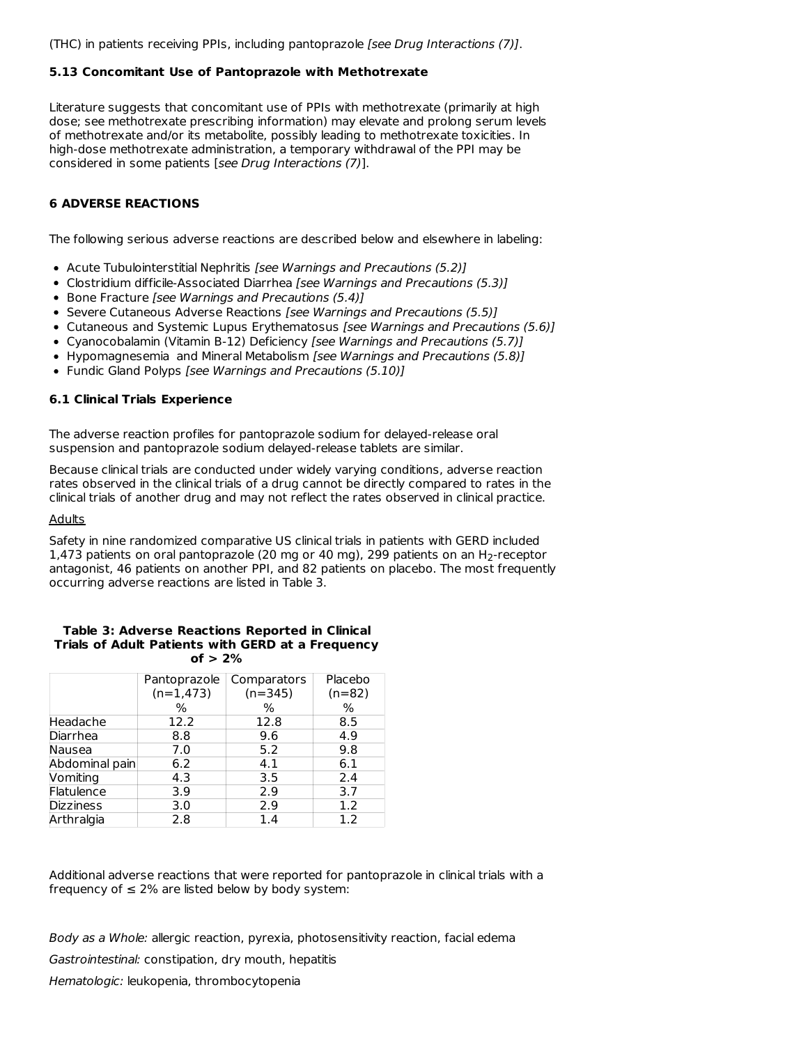(THC) in patients receiving PPIs, including pantoprazole *[see Drug Interactions (7)]*.

### 5.13 Concomitant Use of Pantoprazole with Methotrexate

Literature suggests that concomitant use of PPIs with methotrexate (primarily at high dose; see methotrexate prescribing information) may elevate and prolong serum levels of methotrexate and/or its metabolite, possibly leading to methotrexate toxicities. In high-dose methotrexate administration, a temporary withdrawal of the PPI may be considered in some patients [*see Drug Interactions (7)*].

## 6 ADVERSE REACTIONS

The following serious adverse reactions are described below and elsewhere in labeling:

- Acute Tubulointerstitial Nephritis *[see Warnings and Precautions (5.2)]*
- Clostridium difficile-Associated Diarrhea *[see Warnings and Precautions (5.3)]*
- Bone Fracture *[see Warnings and Precautions (5.4)]*
- Severe Cutaneous Adverse Reactions *[see Warnings and Precautions (5.5)]*
- Cutaneous and Systemic Lupus Erythematosus *[see Warnings and Precautions (5.6)]*
- Cyanocobalamin (Vitamin B-12) Deficiency *[see Warnings and Precautions (5.7)]*
- Hypomagnesemia and Mineral Metabolism *[see Warnings and Precautions (5.8)]*
- Fundic Gland Polyps *[see Warnings and Precautions (5.10)]*

### 6.1 Clinical Trials Experience

The adverse reaction profiles for pantoprazole sodium for delayed-release oral suspension and pantoprazole sodium delayed-release tablets are similar.

Because clinical trials are conducted under widely varying conditions, adverse reaction rates observed in the clinical trials of a drug cannot be directly compared to rates in the clinical trials of another drug and may not reflect the rates observed in clinical practice.

Adults

Safety in nine randomized comparative US clinical trials in patients with GERD included 1,473 patients on oral pantoprazole (20 mg or 40 mg), 299 patients on an $H_2$-receptor antagonist, 46 patients on another PPI, and 82 patients on placebo. The most frequently occurring adverse reactions are listed in Table 3.

**Table 3: Adverse Reactions Reported in Clinical Trials of Adult Patients with GERD at a Frequency of > 2%**

| | Pantoprazole (n=1,473) % | Comparators (n=345) % | Placebo (n=82) % |
|---|---|---|---|
| Headache | 12.2 | 12.8 | 8.5 |
| Diarrhea | 8.8 | 9.6 | 4.9 |
| Nausea | 7.0 | 5.2 | 9.8 |
| Abdominal pain | 6.2 | 4.1 | 6.1 |
| Vomiting | 4.3 | 3.5 | 2.4 |
| Flatulence | 3.9 | 2.9 | 3.7 |
| Dizziness | 3.0 | 2.9 | 1.2 |
| Arthralgia | 2.8 | 1.4 | 1.2 |

Additional adverse reactions that were reported for pantoprazole in clinical trials with a frequency of ≤ 2% are listed below by body system:

*Body as a Whole:* allergic reaction, pyrexia, photosensitivity reaction, facial edema

*Gastrointestinal:* constipation, dry mouth, hepatitis

*Hematologic:* leukopenia, thrombocytopenia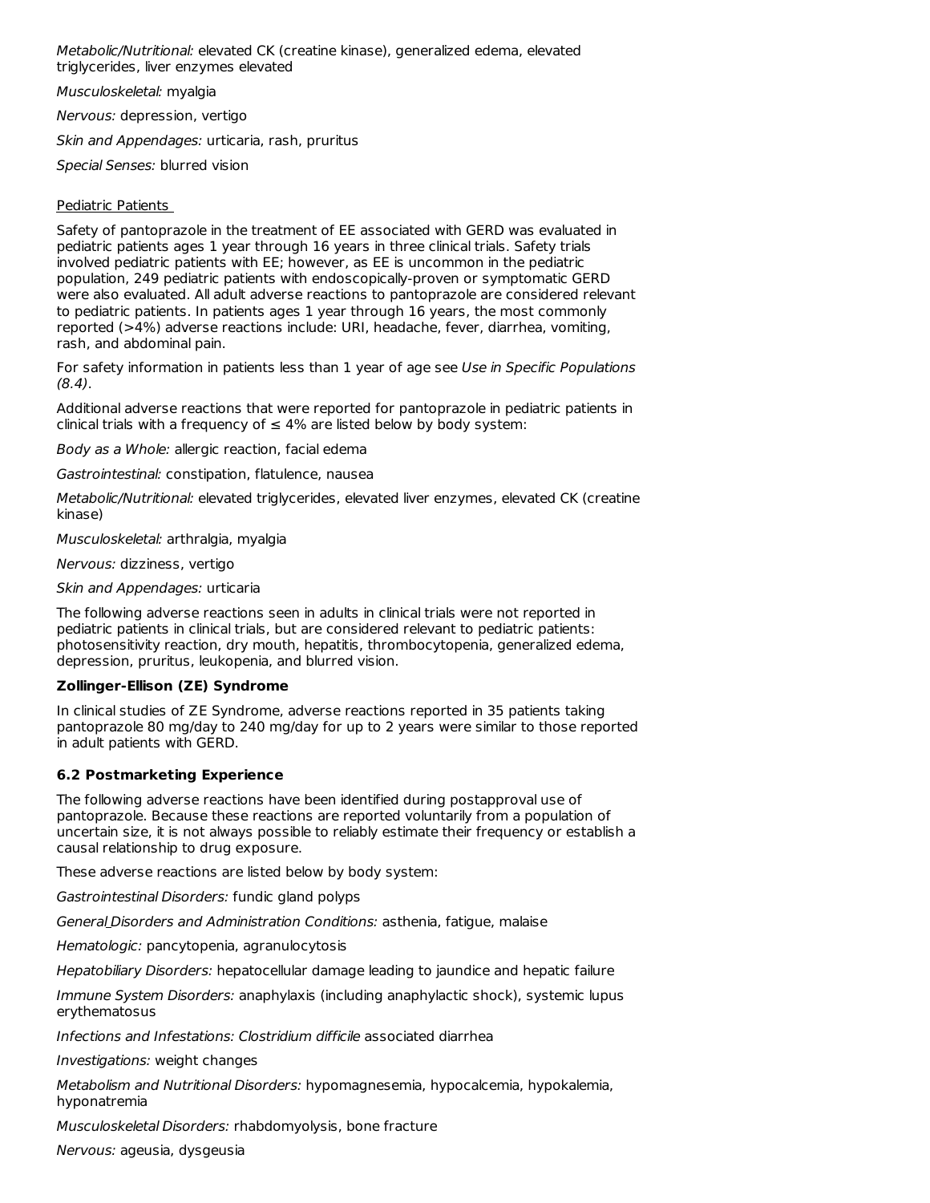*Metabolic/Nutritional:* elevated CK (creatine kinase), generalized edema, elevated triglycerides, liver enzymes elevated

*Musculoskeletal:* myalgia

*Nervous:* depression, vertigo

*Skin and Appendages:* urticaria, rash, pruritus

*Special Senses:* blurred vision

Pediatric Patients

Safety of pantoprazole in the treatment of EE associated with GERD was evaluated in pediatric patients ages 1 year through 16 years in three clinical trials. Safety trials involved pediatric patients with EE; however, as EE is uncommon in the pediatric population, 249 pediatric patients with endoscopically-proven or symptomatic GERD were also evaluated. All adult adverse reactions to pantoprazole are considered relevant to pediatric patients. In patients ages 1 year through 16 years, the most commonly reported (>4%) adverse reactions include: URI, headache, fever, diarrhea, vomiting, rash, and abdominal pain.

For safety information in patients less than 1 year of age see *Use in Specific Populations (8.4)*.

Additional adverse reactions that were reported for pantoprazole in pediatric patients in clinical trials with a frequency of ≤ 4% are listed below by body system:

*Body as a Whole:* allergic reaction, facial edema

*Gastrointestinal:* constipation, flatulence, nausea

*Metabolic/Nutritional:* elevated triglycerides, elevated liver enzymes, elevated CK (creatine kinase)

*Musculoskeletal:* arthralgia, myalgia

*Nervous:* dizziness, vertigo

*Skin and Appendages:* urticaria

The following adverse reactions seen in adults in clinical trials were not reported in pediatric patients in clinical trials, but are considered relevant to pediatric patients: photosensitivity reaction, dry mouth, hepatitis, thrombocytopenia, generalized edema, depression, pruritus, leukopenia, and blurred vision.

**Zollinger-Ellison (ZE) Syndrome**

In clinical studies of ZE Syndrome, adverse reactions reported in 35 patients taking pantoprazole 80 mg/day to 240 mg/day for up to 2 years were similar to those reported in adult patients with GERD.

### 6.2 Postmarketing Experience

The following adverse reactions have been identified during postapproval use of pantoprazole. Because these reactions are reported voluntarily from a population of uncertain size, it is not always possible to reliably estimate their frequency or establish a causal relationship to drug exposure.

These adverse reactions are listed below by body system:

*Gastrointestinal Disorders:* fundic gland polyps

*General Disorders and Administration Conditions:* asthenia, fatigue, malaise

*Hematologic:* pancytopenia, agranulocytosis

*Hepatobiliary Disorders:* hepatocellular damage leading to jaundice and hepatic failure

*Immune System Disorders:* anaphylaxis (including anaphylactic shock), systemic lupus erythematosus

*Infections and Infestations: Clostridium difficile* associated diarrhea

*Investigations:* weight changes

*Metabolism and Nutritional Disorders:* hypomagnesemia, hypocalcemia, hypokalemia, hyponatremia

*Musculoskeletal Disorders:* rhabdomyolysis, bone fracture

*Nervous:* ageusia, dysgeusia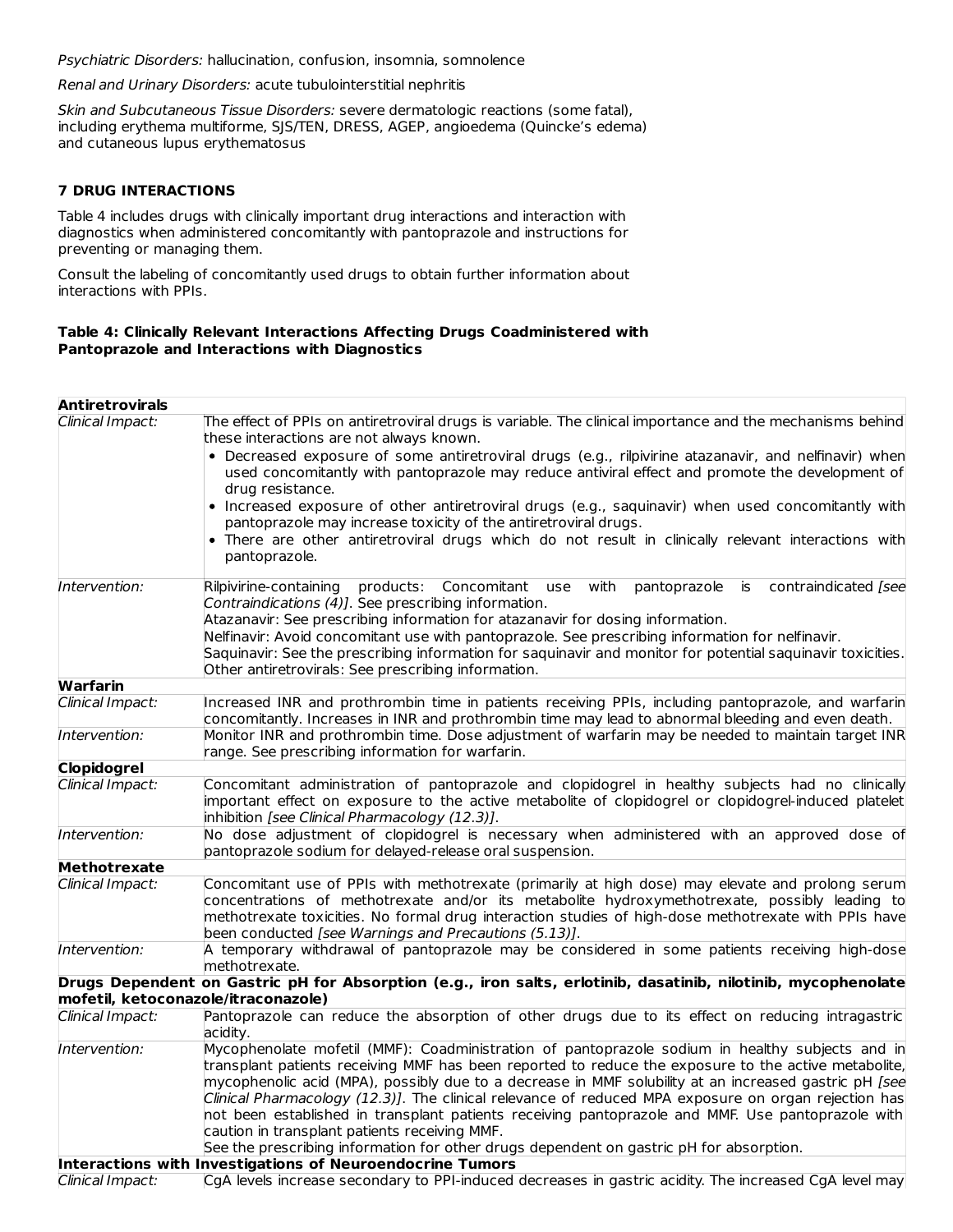*Psychiatric Disorders:* hallucination, confusion, insomnia, somnolence

*Renal and Urinary Disorders:* acute tubulointerstitial nephritis

*Skin and Subcutaneous Tissue Disorders:* severe dermatologic reactions (some fatal), including erythema multiforme, SJS/TEN, DRESS, AGEP, angioedema (Quincke's edema) and cutaneous lupus erythematosus

## 7 DRUG INTERACTIONS

Table 4 includes drugs with clinically important drug interactions and interaction with diagnostics when administered concomitantly with pantoprazole and instructions for preventing or managing them.

Consult the labeling of concomitantly used drugs to obtain further information about interactions with PPIs.

**Table 4: Clinically Relevant Interactions Affecting Drugs Coadministered with Pantoprazole and Interactions with Diagnostics**

| **Antiretrovirals** | |
|---|---|
| *Clinical Impact:* | The effect of PPIs on antiretroviral drugs is variable. The clinical importance and the mechanisms behind these interactions are not always known.<br>• Decreased exposure of some antiretroviral drugs (e.g., rilpivirine atazanavir, and nelfinavir) when used concomitantly with pantoprazole may reduce antiviral effect and promote the development of drug resistance.<br>• Increased exposure of other antiretroviral drugs (e.g., saquinavir) when used concomitantly with pantoprazole may increase toxicity of the antiretroviral drugs.<br>• There are other antiretroviral drugs which do not result in clinically relevant interactions with pantoprazole. |
| *Intervention:* | Rilpivirine-containing products: Concomitant use with pantoprazole is contraindicated *[see Contraindications (4)]*. See prescribing information.<br>Atazanavir: See prescribing information for atazanavir for dosing information.<br>Nelfinavir: Avoid concomitant use with pantoprazole. See prescribing information for nelfinavir.<br>Saquinavir: See the prescribing information for saquinavir and monitor for potential saquinavir toxicities.<br>Other antiretrovirals: See prescribing information. |
| **Warfarin** | |
| *Clinical Impact:* | Increased INR and prothrombin time in patients receiving PPIs, including pantoprazole, and warfarin concomitantly. Increases in INR and prothrombin time may lead to abnormal bleeding and even death. |
| *Intervention:* | Monitor INR and prothrombin time. Dose adjustment of warfarin may be needed to maintain target INR range. See prescribing information for warfarin. |
| **Clopidogrel** | |
| *Clinical Impact:* | Concomitant administration of pantoprazole and clopidogrel in healthy subjects had no clinically important effect on exposure to the active metabolite of clopidogrel or clopidogrel-induced platelet inhibition *[see Clinical Pharmacology (12.3)]*. |
| *Intervention:* | No dose adjustment of clopidogrel is necessary when administered with an approved dose of pantoprazole sodium for delayed-release oral suspension. |
| **Methotrexate** | |
| *Clinical Impact:* | Concomitant use of PPIs with methotrexate (primarily at high dose) may elevate and prolong serum concentrations of methotrexate and/or its metabolite hydroxymethotrexate, possibly leading to methotrexate toxicities. No formal drug interaction studies of high-dose methotrexate with PPIs have been conducted *[see Warnings and Precautions (5.13)]*. |
| *Intervention:* | A temporary withdrawal of pantoprazole may be considered in some patients receiving high-dose methotrexate. |
| **Drugs Dependent on Gastric pH for Absorption (e.g., iron salts, erlotinib, dasatinib, nilotinib, mycophenolate mofetil, ketoconazole/itraconazole)** | |
| *Clinical Impact:* | Pantoprazole can reduce the absorption of other drugs due to its effect on reducing intragastric acidity. |
| *Intervention:* | Mycophenolate mofetil (MMF): Coadministration of pantoprazole sodium in healthy subjects and in transplant patients receiving MMF has been reported to reduce the exposure to the active metabolite, mycophenolic acid (MPA), possibly due to a decrease in MMF solubility at an increased gastric pH *[see Clinical Pharmacology (12.3)]*. The clinical relevance of reduced MPA exposure on organ rejection has not been established in transplant patients receiving pantoprazole and MMF. Use pantoprazole with caution in transplant patients receiving MMF.<br>See the prescribing information for other drugs dependent on gastric pH for absorption. |
| **Interactions with Investigations of Neuroendocrine Tumors** | |
| *Clinical Impact:* | CgA levels increase secondary to PPI-induced decreases in gastric acidity. The increased CgA level may |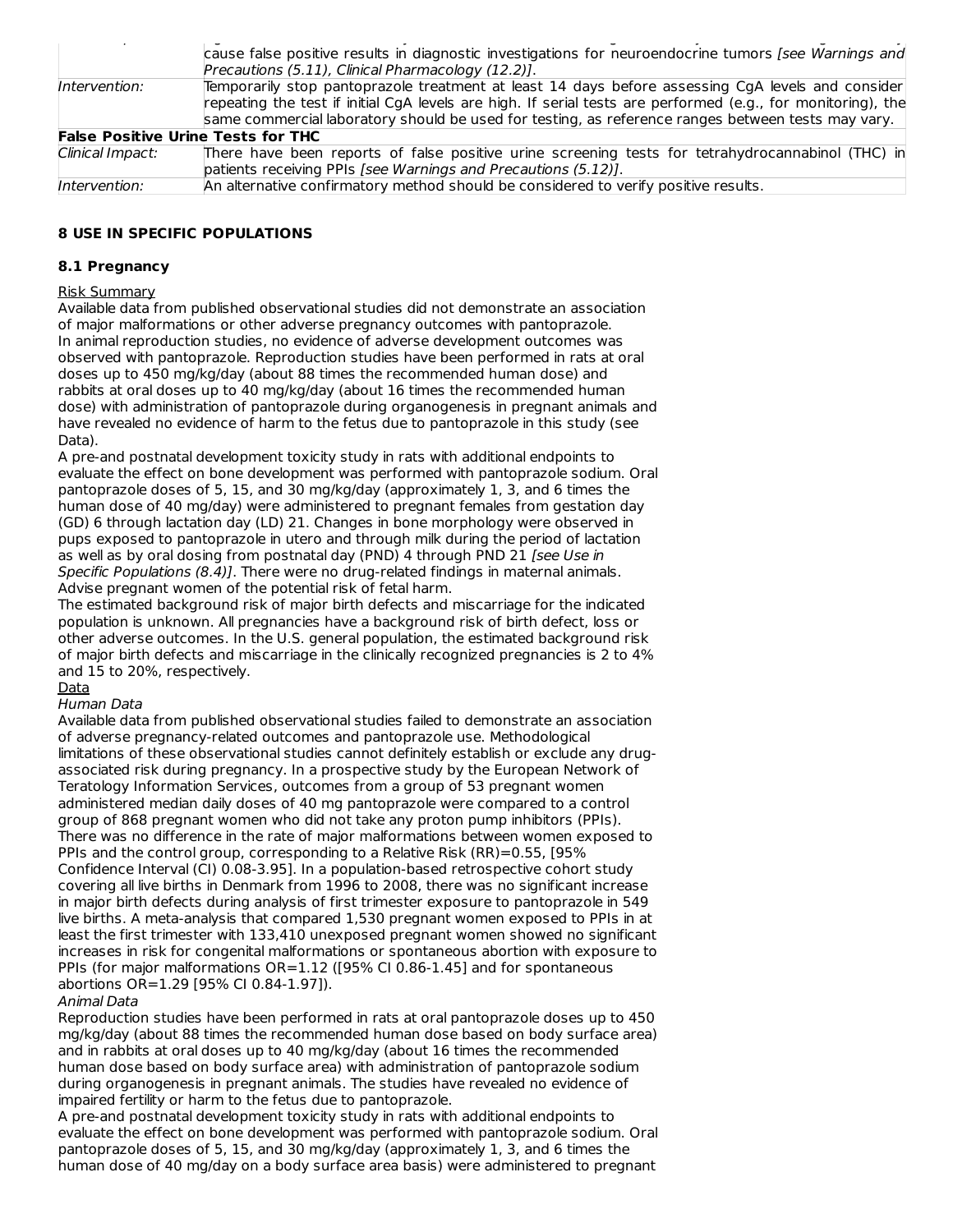| | |
|---|---|
| | cause false positive results in diagnostic investigations for neuroendocrine tumors *[see Warnings and Precautions (5.11), Clinical Pharmacology (12.2)]*. |
| *Intervention:* | Temporarily stop pantoprazole treatment at least 14 days before assessing CgA levels and consider repeating the test if initial CgA levels are high. If serial tests are performed (e.g., for monitoring), the same commercial laboratory should be used for testing, as reference ranges between tests may vary. |
| **False Positive Urine Tests for THC** | |
| *Clinical Impact:* | There have been reports of false positive urine screening tests for tetrahydrocannabinol (THC) in patients receiving PPIs *[see Warnings and Precautions (5.12)]*. |
| *Intervention:* | An alternative confirmatory method should be considered to verify positive results. |

## 8 USE IN SPECIFIC POPULATIONS

### 8.1 Pregnancy

Risk Summary

Available data from published observational studies did not demonstrate an association of major malformations or other adverse pregnancy outcomes with pantoprazole.

In animal reproduction studies, no evidence of adverse development outcomes was observed with pantoprazole. Reproduction studies have been performed in rats at oral doses up to 450 mg/kg/day (about 88 times the recommended human dose) and rabbits at oral doses up to 40 mg/kg/day (about 16 times the recommended human dose) with administration of pantoprazole during organogenesis in pregnant animals and have revealed no evidence of harm to the fetus due to pantoprazole in this study (see Data).

A pre-and postnatal development toxicity study in rats with additional endpoints to evaluate the effect on bone development was performed with pantoprazole sodium. Oral pantoprazole doses of 5, 15, and 30 mg/kg/day (approximately 1, 3, and 6 times the human dose of 40 mg/day) were administered to pregnant females from gestation day (GD) 6 through lactation day (LD) 21. Changes in bone morphology were observed in pups exposed to pantoprazole in utero and through milk during the period of lactation as well as by oral dosing from postnatal day (PND) 4 through PND 21 *[see Use in Specific Populations (8.4)]*. There were no drug-related findings in maternal animals. Advise pregnant women of the potential risk of fetal harm.

The estimated background risk of major birth defects and miscarriage for the indicated population is unknown. All pregnancies have a background risk of birth defect, loss or other adverse outcomes. In the U.S. general population, the estimated background risk of major birth defects and miscarriage in the clinically recognized pregnancies is 2 to 4% and 15 to 20%, respectively.

Data

*Human Data*

Available data from published observational studies failed to demonstrate an association of adverse pregnancy-related outcomes and pantoprazole use. Methodological limitations of these observational studies cannot definitely establish or exclude any drug-associated risk during pregnancy. In a prospective study by the European Network of Teratology Information Services, outcomes from a group of 53 pregnant women administered median daily doses of 40 mg pantoprazole were compared to a control group of 868 pregnant women who did not take any proton pump inhibitors (PPIs). There was no difference in the rate of major malformations between women exposed to PPIs and the control group, corresponding to a Relative Risk (RR)=0.55, [95% Confidence Interval (CI) 0.08-3.95]. In a population-based retrospective cohort study covering all live births in Denmark from 1996 to 2008, there was no significant increase in major birth defects during analysis of first trimester exposure to pantoprazole in 549 live births. A meta-analysis that compared 1,530 pregnant women exposed to PPIs in at least the first trimester with 133,410 unexposed pregnant women showed no significant increases in risk for congenital malformations or spontaneous abortion with exposure to PPIs (for major malformations OR=1.12 ([95% CI 0.86-1.45] and for spontaneous abortions OR=1.29 [95% CI 0.84-1.97]).

*Animal Data*

Reproduction studies have been performed in rats at oral pantoprazole doses up to 450 mg/kg/day (about 88 times the recommended human dose based on body surface area) and in rabbits at oral doses up to 40 mg/kg/day (about 16 times the recommended human dose based on body surface area) with administration of pantoprazole sodium during organogenesis in pregnant animals. The studies have revealed no evidence of impaired fertility or harm to the fetus due to pantoprazole.

A pre-and postnatal development toxicity study in rats with additional endpoints to evaluate the effect on bone development was performed with pantoprazole sodium. Oral pantoprazole doses of 5, 15, and 30 mg/kg/day (approximately 1, 3, and 6 times the human dose of 40 mg/day on a body surface area basis) were administered to pregnant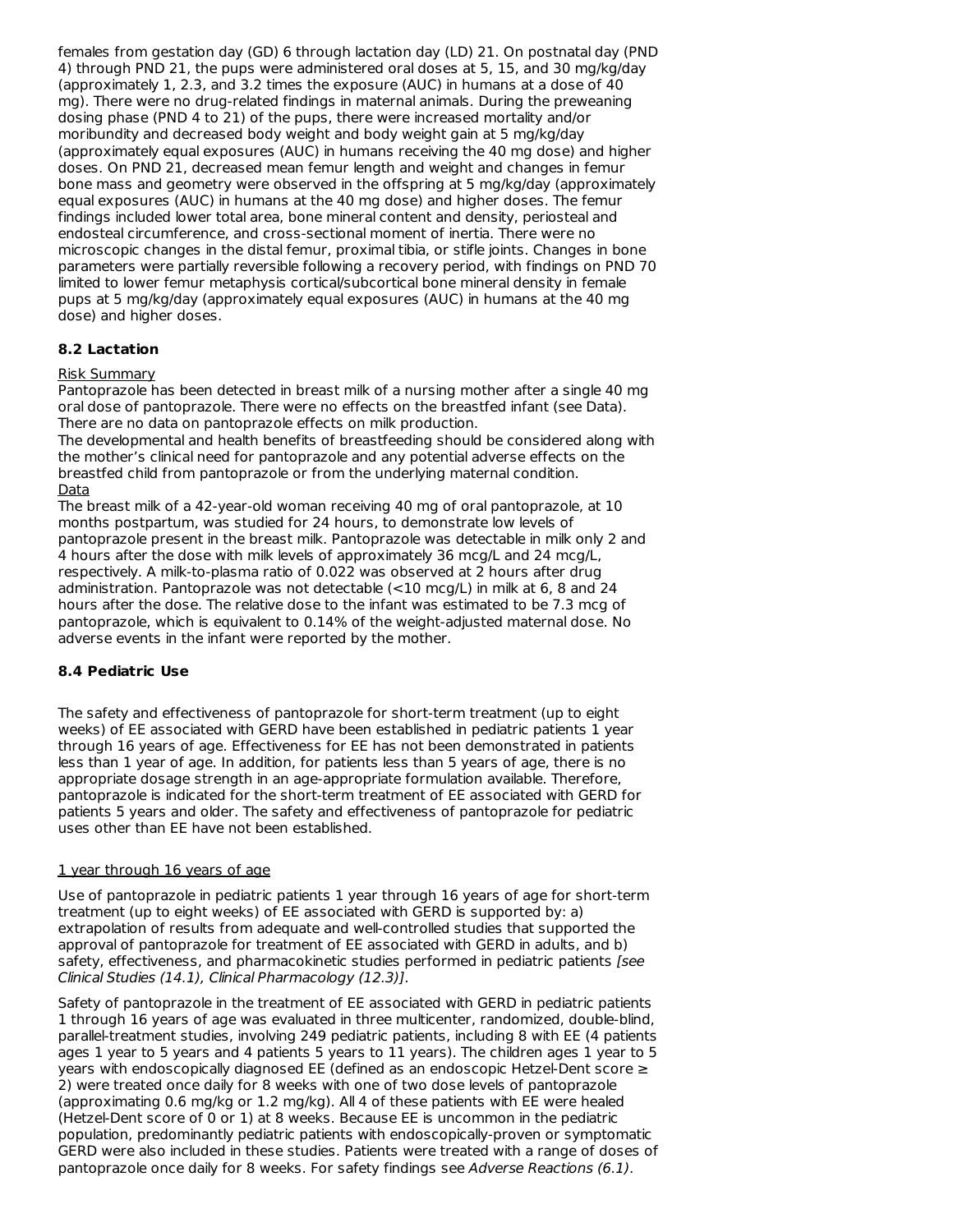females from gestation day (GD) 6 through lactation day (LD) 21. On postnatal day (PND 4) through PND 21, the pups were administered oral doses at 5, 15, and 30 mg/kg/day (approximately 1, 2.3, and 3.2 times the exposure (AUC) in humans at a dose of 40 mg). There were no drug-related findings in maternal animals. During the preweaning dosing phase (PND 4 to 21) of the pups, there were increased mortality and/or moribundity and decreased body weight and body weight gain at 5 mg/kg/day (approximately equal exposures (AUC) in humans receiving the 40 mg dose) and higher doses. On PND 21, decreased mean femur length and weight and changes in femur bone mass and geometry were observed in the offspring at 5 mg/kg/day (approximately equal exposures (AUC) in humans at the 40 mg dose) and higher doses. The femur findings included lower total area, bone mineral content and density, periosteal and endosteal circumference, and cross-sectional moment of inertia. There were no microscopic changes in the distal femur, proximal tibia, or stifle joints. Changes in bone parameters were partially reversible following a recovery period, with findings on PND 70 limited to lower femur metaphysis cortical/subcortical bone mineral density in female pups at 5 mg/kg/day (approximately equal exposures (AUC) in humans at the 40 mg dose) and higher doses.

### 8.2 Lactation

Risk Summary

Pantoprazole has been detected in breast milk of a nursing mother after a single 40 mg oral dose of pantoprazole. There were no effects on the breastfed infant (see Data). There are no data on pantoprazole effects on milk production.

The developmental and health benefits of breastfeeding should be considered along with the mother's clinical need for pantoprazole and any potential adverse effects on the breastfed child from pantoprazole or from the underlying maternal condition.

Data

The breast milk of a 42-year-old woman receiving 40 mg of oral pantoprazole, at 10 months postpartum, was studied for 24 hours, to demonstrate low levels of pantoprazole present in the breast milk. Pantoprazole was detectable in milk only 2 and 4 hours after the dose with milk levels of approximately 36 mcg/L and 24 mcg/L, respectively. A milk-to-plasma ratio of 0.022 was observed at 2 hours after drug administration. Pantoprazole was not detectable (<10 mcg/L) in milk at 6, 8 and 24 hours after the dose. The relative dose to the infant was estimated to be 7.3 mcg of pantoprazole, which is equivalent to 0.14% of the weight-adjusted maternal dose. No adverse events in the infant were reported by the mother.

### 8.4 Pediatric Use

The safety and effectiveness of pantoprazole for short-term treatment (up to eight weeks) of EE associated with GERD have been established in pediatric patients 1 year through 16 years of age. Effectiveness for EE has not been demonstrated in patients less than 1 year of age. In addition, for patients less than 5 years of age, there is no appropriate dosage strength in an age-appropriate formulation available. Therefore, pantoprazole is indicated for the short-term treatment of EE associated with GERD for patients 5 years and older. The safety and effectiveness of pantoprazole for pediatric uses other than EE have not been established.

1 year through 16 years of age

Use of pantoprazole in pediatric patients 1 year through 16 years of age for short-term treatment (up to eight weeks) of EE associated with GERD is supported by: a) extrapolation of results from adequate and well-controlled studies that supported the approval of pantoprazole for treatment of EE associated with GERD in adults, and b) safety, effectiveness, and pharmacokinetic studies performed in pediatric patients *[see Clinical Studies (14.1), Clinical Pharmacology (12.3)]*.

Safety of pantoprazole in the treatment of EE associated with GERD in pediatric patients 1 through 16 years of age was evaluated in three multicenter, randomized, double-blind, parallel-treatment studies, involving 249 pediatric patients, including 8 with EE (4 patients ages 1 year to 5 years and 4 patients 5 years to 11 years). The children ages 1 year to 5 years with endoscopically diagnosed EE (defined as an endoscopic Hetzel-Dent score ≥ 2) were treated once daily for 8 weeks with one of two dose levels of pantoprazole (approximating 0.6 mg/kg or 1.2 mg/kg). All 4 of these patients with EE were healed (Hetzel-Dent score of 0 or 1) at 8 weeks. Because EE is uncommon in the pediatric population, predominantly pediatric patients with endoscopically-proven or symptomatic GERD were also included in these studies. Patients were treated with a range of doses of pantoprazole once daily for 8 weeks. For safety findings see *Adverse Reactions (6.1)*.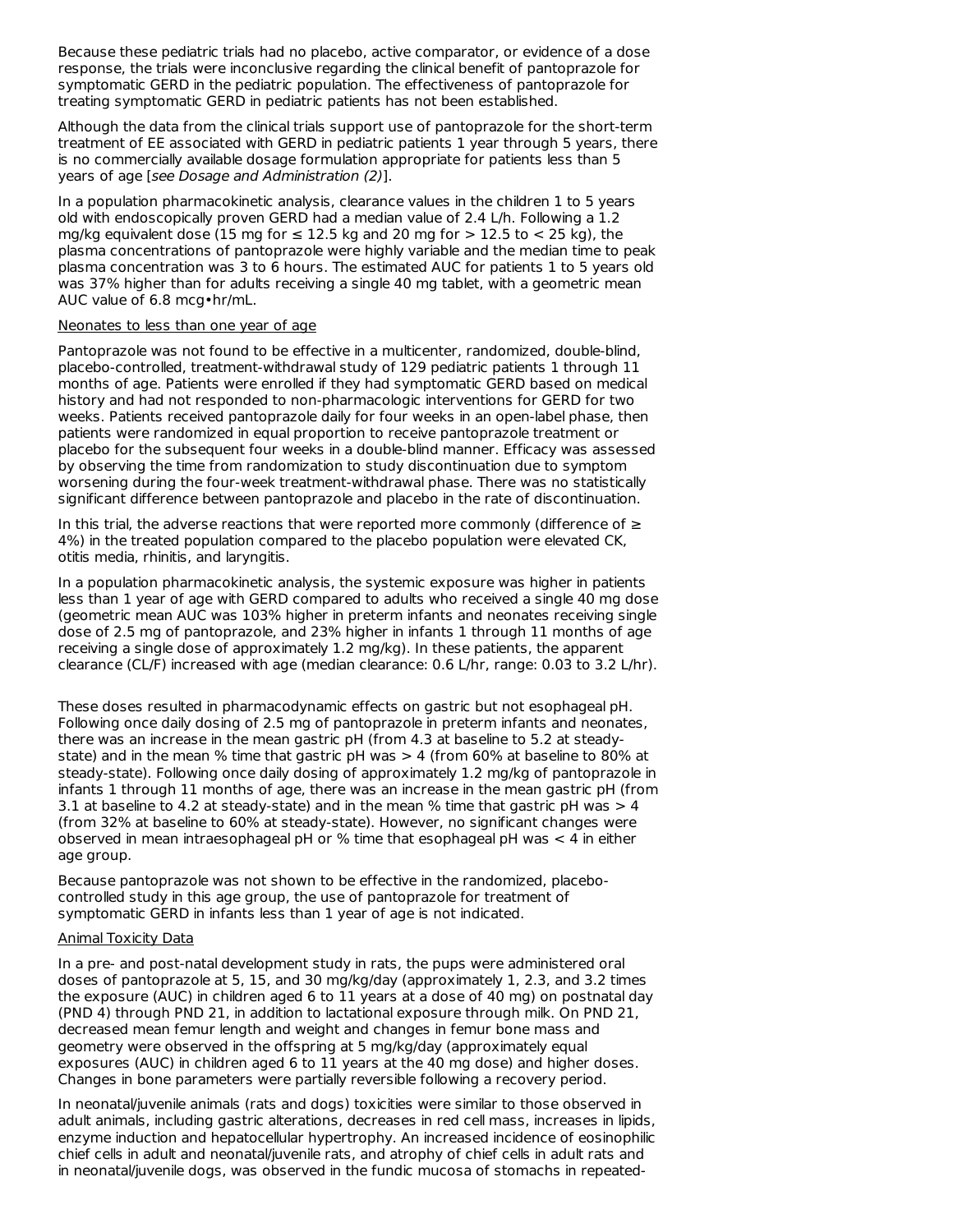Because these pediatric trials had no placebo, active comparator, or evidence of a dose response, the trials were inconclusive regarding the clinical benefit of pantoprazole for symptomatic GERD in the pediatric population. The effectiveness of pantoprazole for treating symptomatic GERD in pediatric patients has not been established.

Although the data from the clinical trials support use of pantoprazole for the short-term treatment of EE associated with GERD in pediatric patients 1 year through 5 years, there is no commercially available dosage formulation appropriate for patients less than 5 years of age [*see Dosage and Administration (2)*].

In a population pharmacokinetic analysis, clearance values in the children 1 to 5 years old with endoscopically proven GERD had a median value of 2.4 L/h. Following a 1.2 mg/kg equivalent dose (15 mg for ≤ 12.5 kg and 20 mg for > 12.5 to < 25 kg), the plasma concentrations of pantoprazole were highly variable and the median time to peak plasma concentration was 3 to 6 hours. The estimated AUC for patients 1 to 5 years old was 37% higher than for adults receiving a single 40 mg tablet, with a geometric mean AUC value of 6.8 mcg•hr/mL.

Neonates to less than one year of age

Pantoprazole was not found to be effective in a multicenter, randomized, double-blind, placebo-controlled, treatment-withdrawal study of 129 pediatric patients 1 through 11 months of age. Patients were enrolled if they had symptomatic GERD based on medical history and had not responded to non-pharmacologic interventions for GERD for two weeks. Patients received pantoprazole daily for four weeks in an open-label phase, then patients were randomized in equal proportion to receive pantoprazole treatment or placebo for the subsequent four weeks in a double-blind manner. Efficacy was assessed by observing the time from randomization to study discontinuation due to symptom worsening during the four-week treatment-withdrawal phase. There was no statistically significant difference between pantoprazole and placebo in the rate of discontinuation.

In this trial, the adverse reactions that were reported more commonly (difference of ≥ 4%) in the treated population compared to the placebo population were elevated CK, otitis media, rhinitis, and laryngitis.

In a population pharmacokinetic analysis, the systemic exposure was higher in patients less than 1 year of age with GERD compared to adults who received a single 40 mg dose (geometric mean AUC was 103% higher in preterm infants and neonates receiving single dose of 2.5 mg of pantoprazole, and 23% higher in infants 1 through 11 months of age receiving a single dose of approximately 1.2 mg/kg). In these patients, the apparent clearance (CL/F) increased with age (median clearance: 0.6 L/hr, range: 0.03 to 3.2 L/hr).

These doses resulted in pharmacodynamic effects on gastric but not esophageal pH. Following once daily dosing of 2.5 mg of pantoprazole in preterm infants and neonates, there was an increase in the mean gastric pH (from 4.3 at baseline to 5.2 at steady-state) and in the mean % time that gastric pH was > 4 (from 60% at baseline to 80% at steady-state). Following once daily dosing of approximately 1.2 mg/kg of pantoprazole in infants 1 through 11 months of age, there was an increase in the mean gastric pH (from 3.1 at baseline to 4.2 at steady-state) and in the mean % time that gastric pH was > 4 (from 32% at baseline to 60% at steady-state). However, no significant changes were observed in mean intraesophageal pH or % time that esophageal pH was < 4 in either age group.

Because pantoprazole was not shown to be effective in the randomized, placebo-controlled study in this age group, the use of pantoprazole for treatment of symptomatic GERD in infants less than 1 year of age is not indicated.

Animal Toxicity Data

In a pre- and post-natal development study in rats, the pups were administered oral doses of pantoprazole at 5, 15, and 30 mg/kg/day (approximately 1, 2.3, and 3.2 times the exposure (AUC) in children aged 6 to 11 years at a dose of 40 mg) on postnatal day (PND 4) through PND 21, in addition to lactational exposure through milk. On PND 21, decreased mean femur length and weight and changes in femur bone mass and geometry were observed in the offspring at 5 mg/kg/day (approximately equal exposures (AUC) in children aged 6 to 11 years at the 40 mg dose) and higher doses. Changes in bone parameters were partially reversible following a recovery period.

In neonatal/juvenile animals (rats and dogs) toxicities were similar to those observed in adult animals, including gastric alterations, decreases in red cell mass, increases in lipids, enzyme induction and hepatocellular hypertrophy. An increased incidence of eosinophilic chief cells in adult and neonatal/juvenile rats, and atrophy of chief cells in adult rats and in neonatal/juvenile dogs, was observed in the fundic mucosa of stomachs in repeated-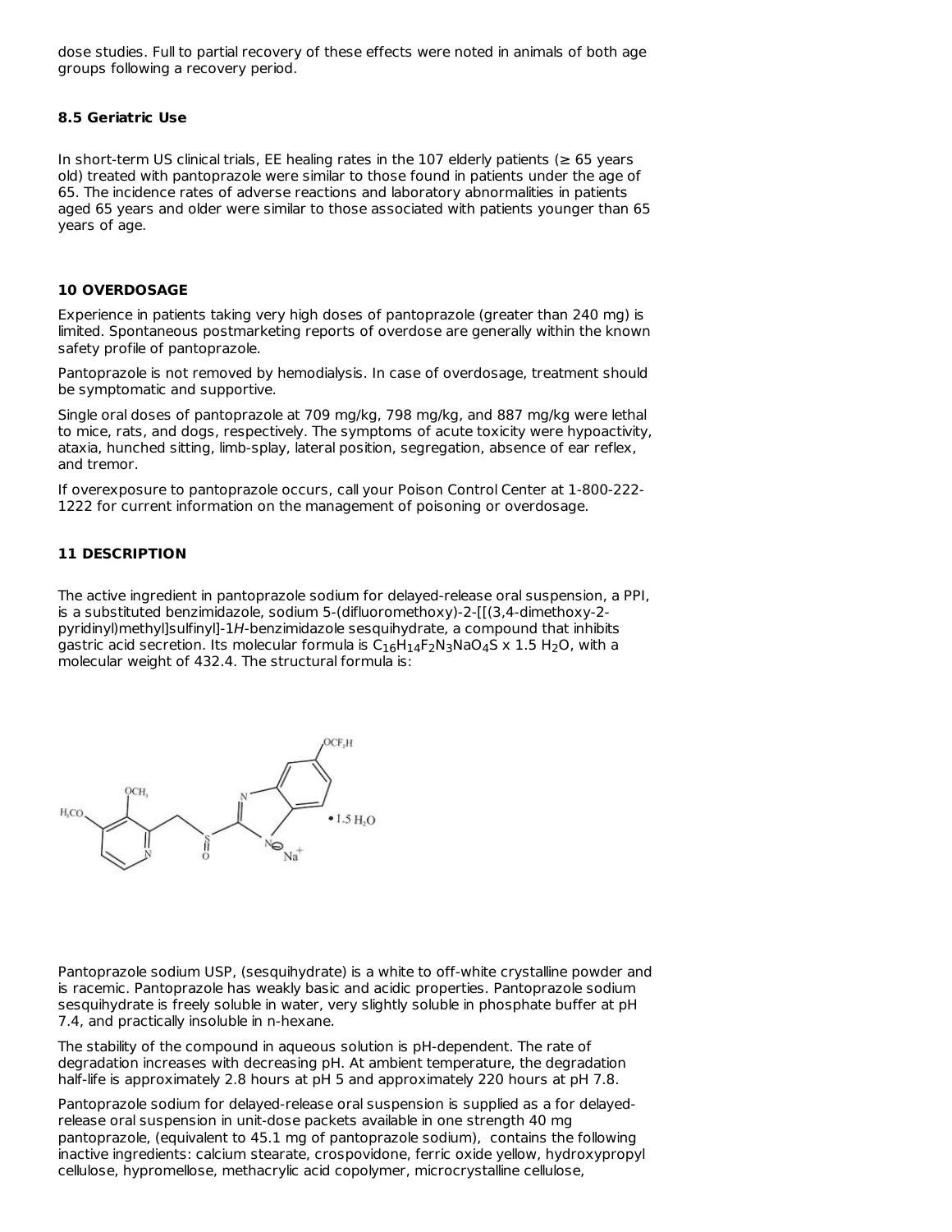dose studies. Full to partial recovery of these effects were noted in animals of both age groups following a recovery period.

### 8.5 Geriatric Use

In short-term US clinical trials, EE healing rates in the 107 elderly patients (≥ 65 years old) treated with pantoprazole were similar to those found in patients under the age of 65. The incidence rates of adverse reactions and laboratory abnormalities in patients aged 65 years and older were similar to those associated with patients younger than 65 years of age.

## 10 OVERDOSAGE

Experience in patients taking very high doses of pantoprazole (greater than 240 mg) is limited. Spontaneous postmarketing reports of overdose are generally within the known safety profile of pantoprazole.

Pantoprazole is not removed by hemodialysis. In case of overdosage, treatment should be symptomatic and supportive.

Single oral doses of pantoprazole at 709 mg/kg, 798 mg/kg, and 887 mg/kg were lethal to mice, rats, and dogs, respectively. The symptoms of acute toxicity were hypoactivity, ataxia, hunched sitting, limb-splay, lateral position, segregation, absence of ear reflex, and tremor.

If overexposure to pantoprazole occurs, call your Poison Control Center at 1-800-222-1222 for current information on the management of poisoning or overdosage.

## 11 DESCRIPTION

The active ingredient in pantoprazole sodium for delayed-release oral suspension, a PPI, is a substituted benzimidazole, sodium 5-(difluoromethoxy)-2-[[(3,4-dimethoxy-2-pyridinyl)methyl]sulfinyl]-1*H*-benzimidazole sesquihydrate, a compound that inhibits gastric acid secretion. Its molecular formula is $C_{16}H_{14}F_2N_3NaO_4S$ x 1.5 $H_2O$, with a molecular weight of 432.4. The structural formula is:

Pantoprazole sodium USP, (sesquihydrate) is a white to off-white crystalline powder and is racemic. Pantoprazole has weakly basic and acidic properties. Pantoprazole sodium sesquihydrate is freely soluble in water, very slightly soluble in phosphate buffer at pH 7.4, and practically insoluble in n-hexane.

The stability of the compound in aqueous solution is pH-dependent. The rate of degradation increases with decreasing pH. At ambient temperature, the degradation half-life is approximately 2.8 hours at pH 5 and approximately 220 hours at pH 7.8.

Pantoprazole sodium for delayed-release oral suspension is supplied as a for delayed-release oral suspension in unit-dose packets available in one strength 40 mg pantoprazole, (equivalent to 45.1 mg of pantoprazole sodium), contains the following inactive ingredients: calcium stearate, crospovidone, ferric oxide yellow, hydroxypropyl cellulose, hypromellose, methacrylic acid copolymer, microcrystalline cellulose,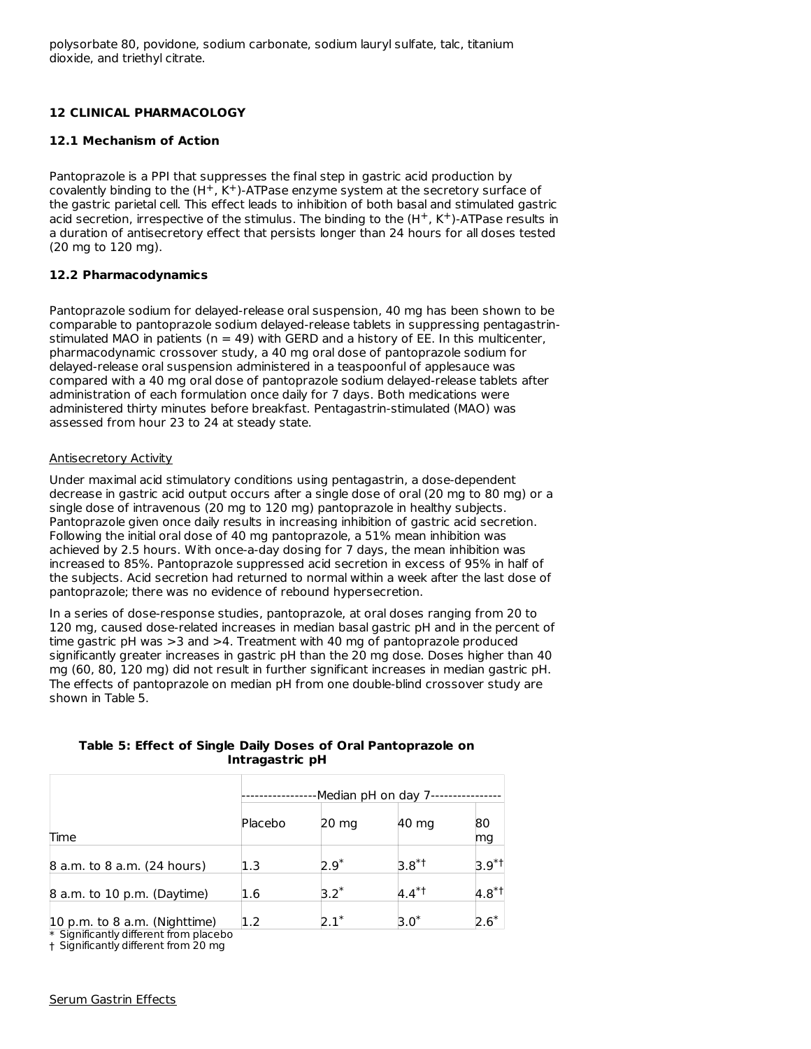polysorbate 80, povidone, sodium carbonate, sodium lauryl sulfate, talc, titanium dioxide, and triethyl citrate.

## 12 CLINICAL PHARMACOLOGY

### 12.1 Mechanism of Action

Pantoprazole is a PPI that suppresses the final step in gastric acid production by covalently binding to the ($H^+$, $K^+$)-ATPase enzyme system at the secretory surface of the gastric parietal cell. This effect leads to inhibition of both basal and stimulated gastric acid secretion, irrespective of the stimulus. The binding to the ($H^+$, $K^+$)-ATPase results in a duration of antisecretory effect that persists longer than 24 hours for all doses tested (20 mg to 120 mg).

### 12.2 Pharmacodynamics

Pantoprazole sodium for delayed-release oral suspension, 40 mg has been shown to be comparable to pantoprazole sodium delayed-release tablets in suppressing pentagastrin-stimulated MAO in patients (n = 49) with GERD and a history of EE. In this multicenter, pharmacodynamic crossover study, a 40 mg oral dose of pantoprazole sodium for delayed-release oral suspension administered in a teaspoonful of applesauce was compared with a 40 mg oral dose of pantoprazole sodium delayed-release tablets after administration of each formulation once daily for 7 days. Both medications were administered thirty minutes before breakfast. Pentagastrin-stimulated (MAO) was assessed from hour 23 to 24 at steady state.

Antisecretory Activity

Under maximal acid stimulatory conditions using pentagastrin, a dose-dependent decrease in gastric acid output occurs after a single dose of oral (20 mg to 80 mg) or a single dose of intravenous (20 mg to 120 mg) pantoprazole in healthy subjects. Pantoprazole given once daily results in increasing inhibition of gastric acid secretion. Following the initial oral dose of 40 mg pantoprazole, a 51% mean inhibition was achieved by 2.5 hours. With once-a-day dosing for 7 days, the mean inhibition was increased to 85%. Pantoprazole suppressed acid secretion in excess of 95% in half of the subjects. Acid secretion had returned to normal within a week after the last dose of pantoprazole; there was no evidence of rebound hypersecretion.

In a series of dose-response studies, pantoprazole, at oral doses ranging from 20 to 120 mg, caused dose-related increases in median basal gastric pH and in the percent of time gastric pH was >3 and >4. Treatment with 40 mg of pantoprazole produced significantly greater increases in gastric pH than the 20 mg dose. Doses higher than 40 mg (60, 80, 120 mg) did not result in further significant increases in median gastric pH. The effects of pantoprazole on median pH from one double-blind crossover study are shown in Table 5.

**Table 5: Effect of Single Daily Doses of Oral Pantoprazole on Intragastric pH**

| | ----------------Median pH on day 7---------------- | | | |
|---|---|---|---|---|
| Time | Placebo | 20 mg | 40 mg | 80 mg |
| 8 a.m. to 8 a.m. (24 hours) | 1.3 | 2.9* | 3.8*† | 3.9*† |
| 8 a.m. to 10 p.m. (Daytime) | 1.6 | 3.2* | 4.4*† | 4.8*† |
| 10 p.m. to 8 a.m. (Nighttime) | 1.2 | 2.1* | 3.0* | 2.6* |

\* Significantly different from placebo
† Significantly different from 20 mg

Serum Gastrin Effects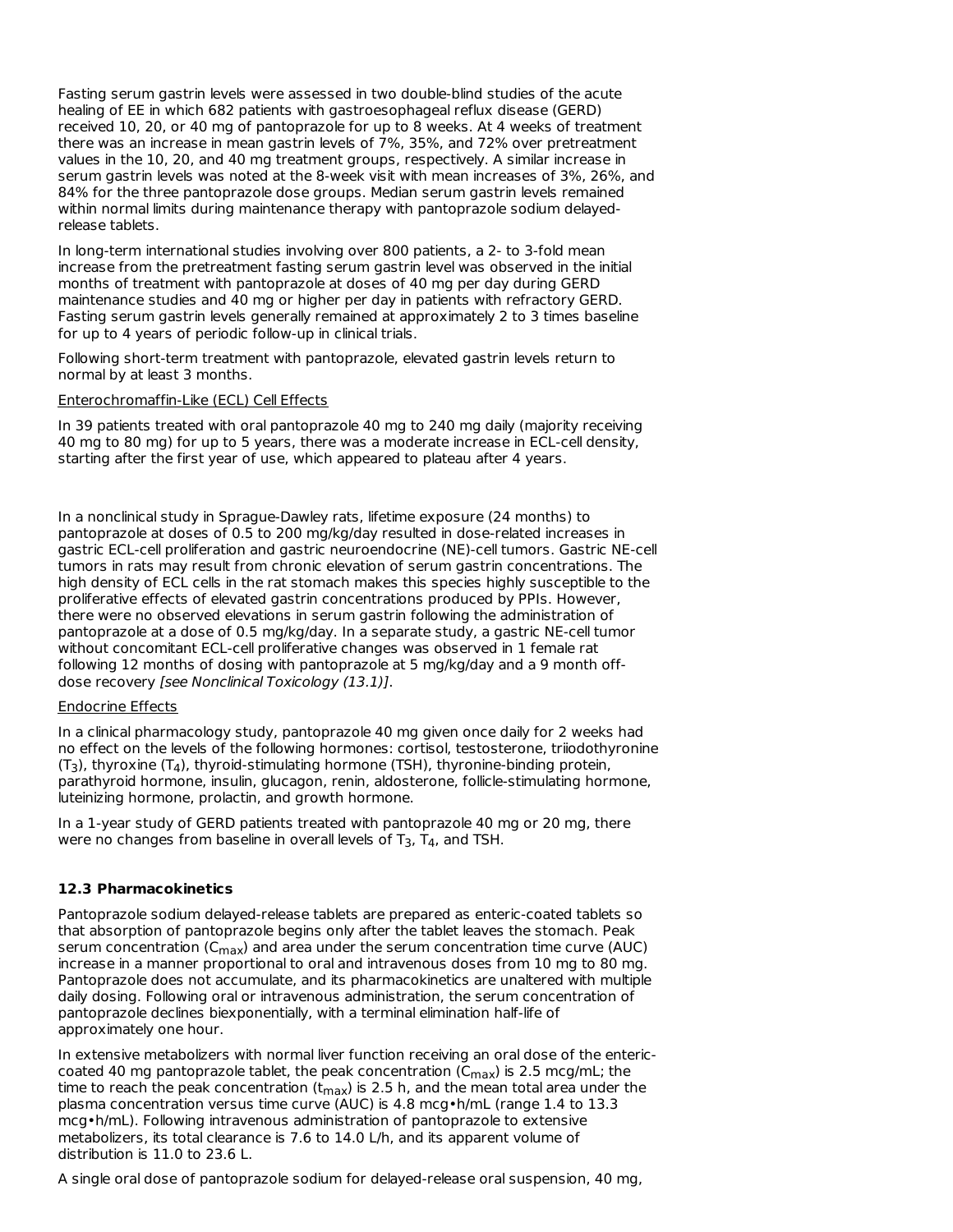Fasting serum gastrin levels were assessed in two double-blind studies of the acute healing of EE in which 682 patients with gastroesophageal reflux disease (GERD) received 10, 20, or 40 mg of pantoprazole for up to 8 weeks. At 4 weeks of treatment there was an increase in mean gastrin levels of 7%, 35%, and 72% over pretreatment values in the 10, 20, and 40 mg treatment groups, respectively. A similar increase in serum gastrin levels was noted at the 8-week visit with mean increases of 3%, 26%, and 84% for the three pantoprazole dose groups. Median serum gastrin levels remained within normal limits during maintenance therapy with pantoprazole sodium delayed-release tablets.

In long-term international studies involving over 800 patients, a 2- to 3-fold mean increase from the pretreatment fasting serum gastrin level was observed in the initial months of treatment with pantoprazole at doses of 40 mg per day during GERD maintenance studies and 40 mg or higher per day in patients with refractory GERD. Fasting serum gastrin levels generally remained at approximately 2 to 3 times baseline for up to 4 years of periodic follow-up in clinical trials.

Following short-term treatment with pantoprazole, elevated gastrin levels return to normal by at least 3 months.

Enterochromaffin-Like (ECL) Cell Effects

In 39 patients treated with oral pantoprazole 40 mg to 240 mg daily (majority receiving 40 mg to 80 mg) for up to 5 years, there was a moderate increase in ECL-cell density, starting after the first year of use, which appeared to plateau after 4 years.

In a nonclinical study in Sprague-Dawley rats, lifetime exposure (24 months) to pantoprazole at doses of 0.5 to 200 mg/kg/day resulted in dose-related increases in gastric ECL-cell proliferation and gastric neuroendocrine (NE)-cell tumors. Gastric NE-cell tumors in rats may result from chronic elevation of serum gastrin concentrations. The high density of ECL cells in the rat stomach makes this species highly susceptible to the proliferative effects of elevated gastrin concentrations produced by PPIs. However, there were no observed elevations in serum gastrin following the administration of pantoprazole at a dose of 0.5 mg/kg/day. In a separate study, a gastric NE-cell tumor without concomitant ECL-cell proliferative changes was observed in 1 female rat following 12 months of dosing with pantoprazole at 5 mg/kg/day and a 9 month off-dose recovery *[see Nonclinical Toxicology (13.1)]*.

Endocrine Effects

In a clinical pharmacology study, pantoprazole 40 mg given once daily for 2 weeks had no effect on the levels of the following hormones: cortisol, testosterone, triiodothyronine ($T_3$), thyroxine ($T_4$), thyroid-stimulating hormone (TSH), thyronine-binding protein, parathyroid hormone, insulin, glucagon, renin, aldosterone, follicle-stimulating hormone, luteinizing hormone, prolactin, and growth hormone.

In a 1-year study of GERD patients treated with pantoprazole 40 mg or 20 mg, there were no changes from baseline in overall levels of $T_3$, $T_4$, and TSH.

### 12.3 Pharmacokinetics

Pantoprazole sodium delayed-release tablets are prepared as enteric-coated tablets so that absorption of pantoprazole begins only after the tablet leaves the stomach. Peak serum concentration ($C_{max}$) and area under the serum concentration time curve (AUC) increase in a manner proportional to oral and intravenous doses from 10 mg to 80 mg. Pantoprazole does not accumulate, and its pharmacokinetics are unaltered with multiple daily dosing. Following oral or intravenous administration, the serum concentration of pantoprazole declines biexponentially, with a terminal elimination half-life of approximately one hour.

In extensive metabolizers with normal liver function receiving an oral dose of the enteric-coated 40 mg pantoprazole tablet, the peak concentration ($C_{max}$) is 2.5 mcg/mL; the time to reach the peak concentration ($t_{max}$) is 2.5 h, and the mean total area under the plasma concentration versus time curve (AUC) is 4.8 mcg•h/mL (range 1.4 to 13.3 mcg•h/mL). Following intravenous administration of pantoprazole to extensive metabolizers, its total clearance is 7.6 to 14.0 L/h, and its apparent volume of distribution is 11.0 to 23.6 L.

A single oral dose of pantoprazole sodium for delayed-release oral suspension, 40 mg,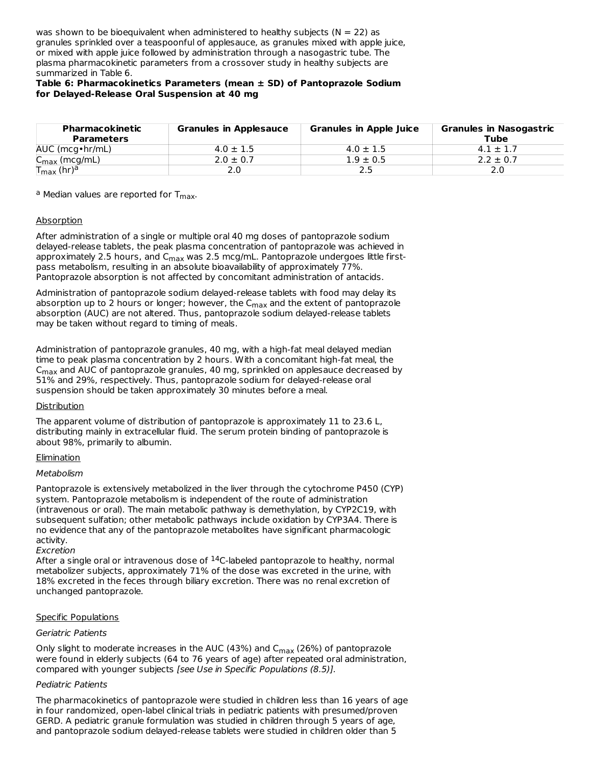was shown to be bioequivalent when administered to healthy subjects (N = 22) as granules sprinkled over a teaspoonful of applesauce, as granules mixed with apple juice, or mixed with apple juice followed by administration through a nasogastric tube. The plasma pharmacokinetic parameters from a crossover study in healthy subjects are summarized in Table 6.

**Table 6: Pharmacokinetics Parameters (mean ± SD) of Pantoprazole Sodium for Delayed-Release Oral Suspension at 40 mg**

| Pharmacokinetic Parameters | Granules in Applesauce | Granules in Apple Juice | Granules in Nasogastric Tube |
|---|---|---|---|
| AUC (mcg•hr/mL) | 4.0 ± 1.5 | 4.0 ± 1.5 | 4.1 ± 1.7 |
| $C_{max}$ (mcg/mL) | 2.0 ± 0.7 | 1.9 ± 0.5 | 2.2 ± 0.7 |
| $T_{max}$ (hr)[a] | 2.0 | 2.5 | 2.0 |

[a] Median values are reported for $T_{max}$.

Absorption

After administration of a single or multiple oral 40 mg doses of pantoprazole sodium delayed-release tablets, the peak plasma concentration of pantoprazole was achieved in approximately 2.5 hours, and $C_{max}$ was 2.5 mcg/mL. Pantoprazole undergoes little first-pass metabolism, resulting in an absolute bioavailability of approximately 77%. Pantoprazole absorption is not affected by concomitant administration of antacids.

Administration of pantoprazole sodium delayed-release tablets with food may delay its absorption up to 2 hours or longer; however, the $C_{max}$ and the extent of pantoprazole absorption (AUC) are not altered. Thus, pantoprazole sodium delayed-release tablets may be taken without regard to timing of meals.

Administration of pantoprazole granules, 40 mg, with a high-fat meal delayed median time to peak plasma concentration by 2 hours. With a concomitant high-fat meal, the $C_{max}$ and AUC of pantoprazole granules, 40 mg, sprinkled on applesauce decreased by 51% and 29%, respectively. Thus, pantoprazole sodium for delayed-release oral suspension should be taken approximately 30 minutes before a meal.

Distribution

The apparent volume of distribution of pantoprazole is approximately 11 to 23.6 L, distributing mainly in extracellular fluid. The serum protein binding of pantoprazole is about 98%, primarily to albumin.

Elimination

*Metabolism*

Pantoprazole is extensively metabolized in the liver through the cytochrome P450 (CYP) system. Pantoprazole metabolism is independent of the route of administration (intravenous or oral). The main metabolic pathway is demethylation, by CYP2C19, with subsequent sulfation; other metabolic pathways include oxidation by CYP3A4. There is no evidence that any of the pantoprazole metabolites have significant pharmacologic activity.

*Excretion*

After a single oral or intravenous dose of $^{14}C$-labeled pantoprazole to healthy, normal metabolizer subjects, approximately 71% of the dose was excreted in the urine, with 18% excreted in the feces through biliary excretion. There was no renal excretion of unchanged pantoprazole.

Specific Populations

*Geriatric Patients*

Only slight to moderate increases in the AUC (43%) and $C_{max}$ (26%) of pantoprazole were found in elderly subjects (64 to 76 years of age) after repeated oral administration, compared with younger subjects *[see Use in Specific Populations (8.5)]*.

*Pediatric Patients*

The pharmacokinetics of pantoprazole were studied in children less than 16 years of age in four randomized, open-label clinical trials in pediatric patients with presumed/proven GERD. A pediatric granule formulation was studied in children through 5 years of age, and pantoprazole sodium delayed-release tablets were studied in children older than 5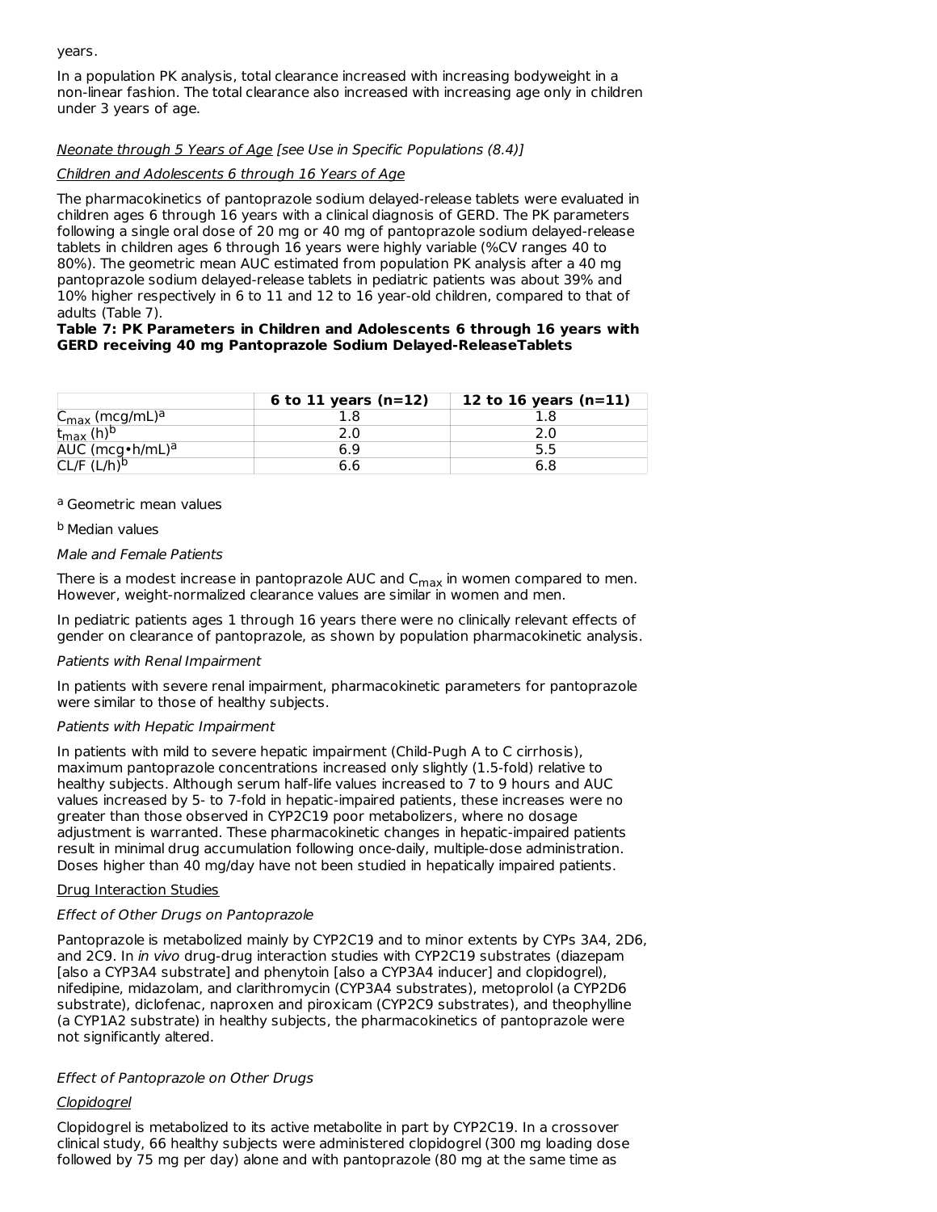years.

In a population PK analysis, total clearance increased with increasing bodyweight in a non-linear fashion. The total clearance also increased with increasing age only in children under 3 years of age.

Neonate through 5 Years of Age *[see Use in Specific Populations (8.4)]*

Children and Adolescents 6 through 16 Years of Age

The pharmacokinetics of pantoprazole sodium delayed-release tablets were evaluated in children ages 6 through 16 years with a clinical diagnosis of GERD. The PK parameters following a single oral dose of 20 mg or 40 mg of pantoprazole sodium delayed-release tablets in children ages 6 through 16 years were highly variable (%CV ranges 40 to 80%). The geometric mean AUC estimated from population PK analysis after a 40 mg pantoprazole sodium delayed-release tablets in pediatric patients was about 39% and 10% higher respectively in 6 to 11 and 12 to 16 year-old children, compared to that of adults (Table 7).

**Table 7: PK Parameters in Children and Adolescents 6 through 16 years with GERD receiving 40 mg Pantoprazole Sodium Delayed-ReleaseTablets**

| | 6 to 11 years (n=12) | 12 to 16 years (n=11) |
|---|---|---|
| $C_{max}$ (mcg/mL)[a] | 1.8 | 1.8 |
| $t_{max}$ (h)[b] | 2.0 | 2.0 |
| AUC (mcg•h/mL)[a] | 6.9 | 5.5 |
| CL/F (L/h)[b] | 6.6 | 6.8 |

[a] Geometric mean values

[b] Median values

*Male and Female Patients*

There is a modest increase in pantoprazole AUC and $C_{max}$ in women compared to men. However, weight-normalized clearance values are similar in women and men.

In pediatric patients ages 1 through 16 years there were no clinically relevant effects of gender on clearance of pantoprazole, as shown by population pharmacokinetic analysis.

*Patients with Renal Impairment*

In patients with severe renal impairment, pharmacokinetic parameters for pantoprazole were similar to those of healthy subjects.

*Patients with Hepatic Impairment*

In patients with mild to severe hepatic impairment (Child-Pugh A to C cirrhosis), maximum pantoprazole concentrations increased only slightly (1.5-fold) relative to healthy subjects. Although serum half-life values increased to 7 to 9 hours and AUC values increased by 5- to 7-fold in hepatic-impaired patients, these increases were no greater than those observed in CYP2C19 poor metabolizers, where no dosage adjustment is warranted. These pharmacokinetic changes in hepatic-impaired patients result in minimal drug accumulation following once-daily, multiple-dose administration. Doses higher than 40 mg/day have not been studied in hepatically impaired patients.

Drug Interaction Studies

*Effect of Other Drugs on Pantoprazole*

Pantoprazole is metabolized mainly by CYP2C19 and to minor extents by CYPs 3A4, 2D6, and 2C9. In *in vivo* drug-drug interaction studies with CYP2C19 substrates (diazepam [also a CYP3A4 substrate] and phenytoin [also a CYP3A4 inducer] and clopidogrel), nifedipine, midazolam, and clarithromycin (CYP3A4 substrates), metoprolol (a CYP2D6 substrate), diclofenac, naproxen and piroxicam (CYP2C9 substrates), and theophylline (a CYP1A2 substrate) in healthy subjects, the pharmacokinetics of pantoprazole were not significantly altered.

*Effect of Pantoprazole on Other Drugs*

Clopidogrel

Clopidogrel is metabolized to its active metabolite in part by CYP2C19. In a crossover clinical study, 66 healthy subjects were administered clopidogrel (300 mg loading dose followed by 75 mg per day) alone and with pantoprazole (80 mg at the same time as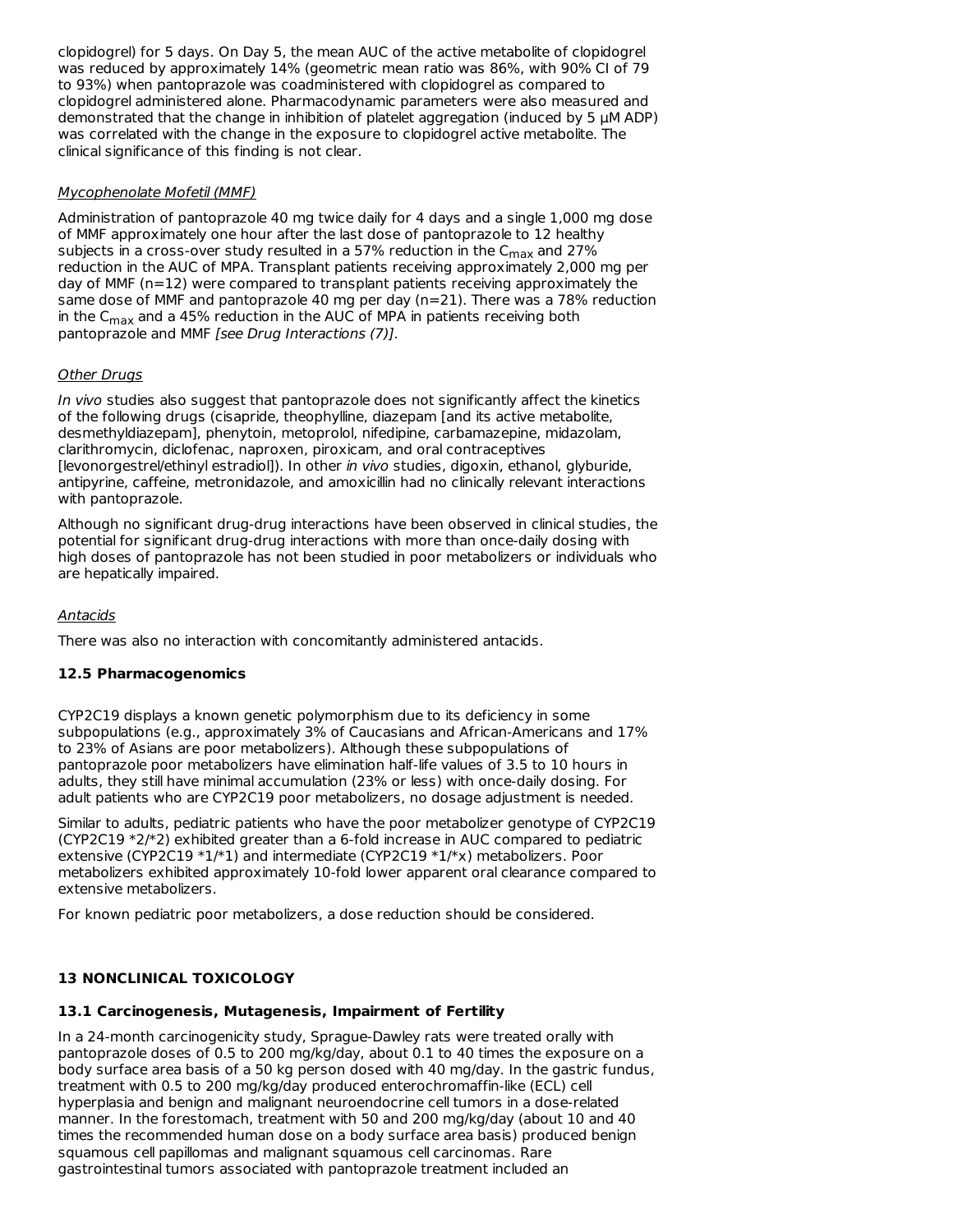clopidogrel) for 5 days. On Day 5, the mean AUC of the active metabolite of clopidogrel was reduced by approximately 14% (geometric mean ratio was 86%, with 90% CI of 79 to 93%) when pantoprazole was coadministered with clopidogrel as compared to clopidogrel administered alone. Pharmacodynamic parameters were also measured and demonstrated that the change in inhibition of platelet aggregation (induced by 5 µM ADP) was correlated with the change in the exposure to clopidogrel active metabolite. The clinical significance of this finding is not clear.

*Mycophenolate Mofetil (MMF)*

Administration of pantoprazole 40 mg twice daily for 4 days and a single 1,000 mg dose of MMF approximately one hour after the last dose of pantoprazole to 12 healthy subjects in a cross-over study resulted in a 57% reduction in the $C_{max}$ and 27% reduction in the AUC of MPA. Transplant patients receiving approximately 2,000 mg per day of MMF (n=12) were compared to transplant patients receiving approximately the same dose of MMF and pantoprazole 40 mg per day (n=21). There was a 78% reduction in the $C_{max}$ and a 45% reduction in the AUC of MPA in patients receiving both pantoprazole and MMF *[see Drug Interactions (7)]*.

*Other Drugs*

*In vivo* studies also suggest that pantoprazole does not significantly affect the kinetics of the following drugs (cisapride, theophylline, diazepam [and its active metabolite, desmethyldiazepam], phenytoin, metoprolol, nifedipine, carbamazepine, midazolam, clarithromycin, diclofenac, naproxen, piroxicam, and oral contraceptives [levonorgestrel/ethinyl estradiol]). In other *in vivo* studies, digoxin, ethanol, glyburide, antipyrine, caffeine, metronidazole, and amoxicillin had no clinically relevant interactions with pantoprazole.

Although no significant drug-drug interactions have been observed in clinical studies, the potential for significant drug-drug interactions with more than once-daily dosing with high doses of pantoprazole has not been studied in poor metabolizers or individuals who are hepatically impaired.

*Antacids*

There was also no interaction with concomitantly administered antacids.

### 12.5 Pharmacogenomics

CYP2C19 displays a known genetic polymorphism due to its deficiency in some subpopulations (e.g., approximately 3% of Caucasians and African-Americans and 17% to 23% of Asians are poor metabolizers). Although these subpopulations of pantoprazole poor metabolizers have elimination half-life values of 3.5 to 10 hours in adults, they still have minimal accumulation (23% or less) with once-daily dosing. For adult patients who are CYP2C19 poor metabolizers, no dosage adjustment is needed.

Similar to adults, pediatric patients who have the poor metabolizer genotype of CYP2C19 (CYP2C19 *2/*2) exhibited greater than a 6-fold increase in AUC compared to pediatric extensive (CYP2C19 *1/*1) and intermediate (CYP2C19 *1/*x) metabolizers. Poor metabolizers exhibited approximately 10-fold lower apparent oral clearance compared to extensive metabolizers.

For known pediatric poor metabolizers, a dose reduction should be considered.

## 13 NONCLINICAL TOXICOLOGY

### 13.1 Carcinogenesis, Mutagenesis, Impairment of Fertility

In a 24-month carcinogenicity study, Sprague-Dawley rats were treated orally with pantoprazole doses of 0.5 to 200 mg/kg/day, about 0.1 to 40 times the exposure on a body surface area basis of a 50 kg person dosed with 40 mg/day. In the gastric fundus, treatment with 0.5 to 200 mg/kg/day produced enterochromaffin-like (ECL) cell hyperplasia and benign and malignant neuroendocrine cell tumors in a dose-related manner. In the forestomach, treatment with 50 and 200 mg/kg/day (about 10 and 40 times the recommended human dose on a body surface area basis) produced benign squamous cell papillomas and malignant squamous cell carcinomas. Rare gastrointestinal tumors associated with pantoprazole treatment included an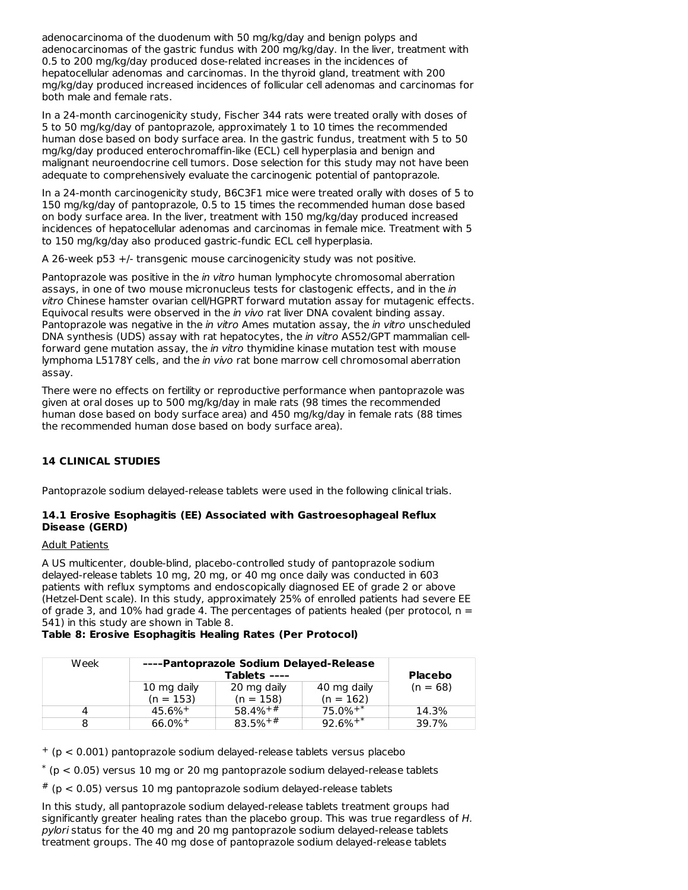adenocarcinoma of the duodenum with 50 mg/kg/day and benign polyps and adenocarcinomas of the gastric fundus with 200 mg/kg/day. In the liver, treatment with 0.5 to 200 mg/kg/day produced dose-related increases in the incidences of hepatocellular adenomas and carcinomas. In the thyroid gland, treatment with 200 mg/kg/day produced increased incidences of follicular cell adenomas and carcinomas for both male and female rats.

In a 24-month carcinogenicity study, Fischer 344 rats were treated orally with doses of 5 to 50 mg/kg/day of pantoprazole, approximately 1 to 10 times the recommended human dose based on body surface area. In the gastric fundus, treatment with 5 to 50 mg/kg/day produced enterochromaffin-like (ECL) cell hyperplasia and benign and malignant neuroendocrine cell tumors. Dose selection for this study may not have been adequate to comprehensively evaluate the carcinogenic potential of pantoprazole.

In a 24-month carcinogenicity study, B6C3F1 mice were treated orally with doses of 5 to 150 mg/kg/day of pantoprazole, 0.5 to 15 times the recommended human dose based on body surface area. In the liver, treatment with 150 mg/kg/day produced increased incidences of hepatocellular adenomas and carcinomas in female mice. Treatment with 5 to 150 mg/kg/day also produced gastric-fundic ECL cell hyperplasia.

A 26-week p53 +/- transgenic mouse carcinogenicity study was not positive.

Pantoprazole was positive in the *in vitro* human lymphocyte chromosomal aberration assays, in one of two mouse micronucleus tests for clastogenic effects, and in the *in vitro* Chinese hamster ovarian cell/HGPRT forward mutation assay for mutagenic effects. Equivocal results were observed in the *in vivo* rat liver DNA covalent binding assay. Pantoprazole was negative in the *in vitro* Ames mutation assay, the *in vitro* unscheduled DNA synthesis (UDS) assay with rat hepatocytes, the *in vitro* AS52/GPT mammalian cell-forward gene mutation assay, the *in vitro* thymidine kinase mutation test with mouse lymphoma L5178Y cells, and the *in vivo* rat bone marrow cell chromosomal aberration assay.

There were no effects on fertility or reproductive performance when pantoprazole was given at oral doses up to 500 mg/kg/day in male rats (98 times the recommended human dose based on body surface area) and 450 mg/kg/day in female rats (88 times the recommended human dose based on body surface area).

## 14 CLINICAL STUDIES

Pantoprazole sodium delayed-release tablets were used in the following clinical trials.

### 14.1 Erosive Esophagitis (EE) Associated with Gastroesophageal Reflux Disease (GERD)

Adult Patients

A US multicenter, double-blind, placebo-controlled study of pantoprazole sodium delayed-release tablets 10 mg, 20 mg, or 40 mg once daily was conducted in 603 patients with reflux symptoms and endoscopically diagnosed EE of grade 2 or above (Hetzel-Dent scale). In this study, approximately 25% of enrolled patients had severe EE of grade 3, and 10% had grade 4. The percentages of patients healed (per protocol, n = 541) in this study are shown in Table 8.

**Table 8: Erosive Esophagitis Healing Rates (Per Protocol)**

| Week | ----Pantoprazole Sodium Delayed-Release Tablets ---- | | | Placebo |
|---|---|---|---|---|
| | 10 mg daily (n = 153) | 20 mg daily (n = 158) | 40 mg daily (n = 162) | (n = 68) |
| 4 | 45.6%+ | 58.4%+# | 75.0%+* | 14.3% |
| 8 | 66.0%+ | 83.5%+# | 92.6%+* | 39.7% |

+ ($p < 0.001$) pantoprazole sodium delayed-release tablets versus placebo

* ($p < 0.05$) versus 10 mg or 20 mg pantoprazole sodium delayed-release tablets

# ($p < 0.05$) versus 10 mg pantoprazole sodium delayed-release tablets

In this study, all pantoprazole sodium delayed-release tablets treatment groups had significantly greater healing rates than the placebo group. This was true regardless of *H. pylori* status for the 40 mg and 20 mg pantoprazole sodium delayed-release tablets treatment groups. The 40 mg dose of pantoprazole sodium delayed-release tablets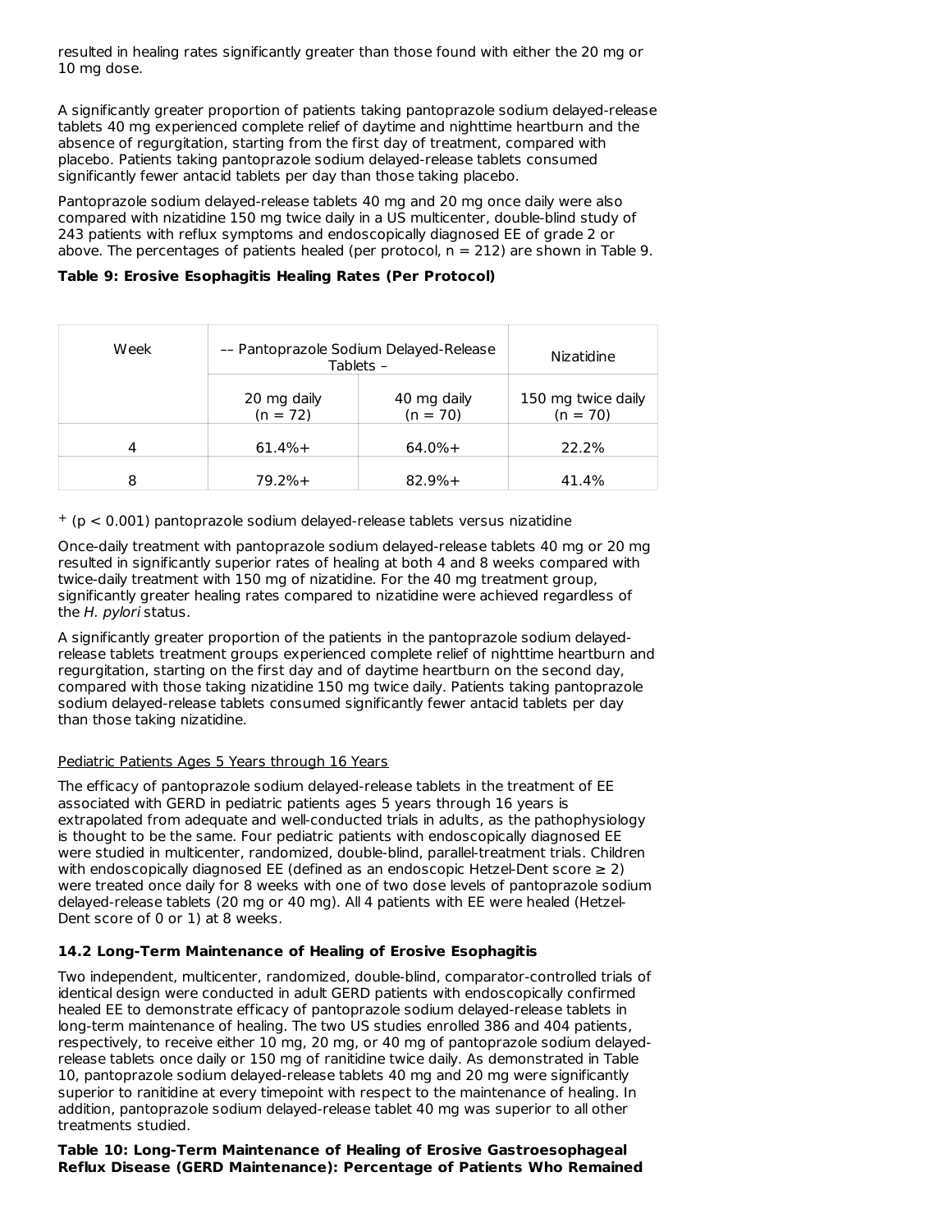resulted in healing rates significantly greater than those found with either the 20 mg or 10 mg dose.

A significantly greater proportion of patients taking pantoprazole sodium delayed-release tablets 40 mg experienced complete relief of daytime and nighttime heartburn and the absence of regurgitation, starting from the first day of treatment, compared with placebo. Patients taking pantoprazole sodium delayed-release tablets consumed significantly fewer antacid tablets per day than those taking placebo.

Pantoprazole sodium delayed-release tablets 40 mg and 20 mg once daily were also compared with nizatidine 150 mg twice daily in a US multicenter, double-blind study of 243 patients with reflux symptoms and endoscopically diagnosed EE of grade 2 or above. The percentages of patients healed (per protocol, n = 212) are shown in Table 9.

**Table 9: Erosive Esophagitis Healing Rates (Per Protocol)**

| Week | –– Pantoprazole Sodium Delayed-Release Tablets – | | Nizatidine |
|---|---|---|---|
| | 20 mg daily (n = 72) | 40 mg daily (n = 70) | 150 mg twice daily (n = 70) |
| 4 | 61.4%+ | 64.0%+ | 22.2% |
| 8 | 79.2%+ | 82.9%+ | 41.4% |

+ ($p < 0.001$) pantoprazole sodium delayed-release tablets versus nizatidine

Once-daily treatment with pantoprazole sodium delayed-release tablets 40 mg or 20 mg resulted in significantly superior rates of healing at both 4 and 8 weeks compared with twice-daily treatment with 150 mg of nizatidine. For the 40 mg treatment group, significantly greater healing rates compared to nizatidine were achieved regardless of the *H. pylori* status.

A significantly greater proportion of the patients in the pantoprazole sodium delayed-release tablets treatment groups experienced complete relief of nighttime heartburn and regurgitation, starting on the first day and of daytime heartburn on the second day, compared with those taking nizatidine 150 mg twice daily. Patients taking pantoprazole sodium delayed-release tablets consumed significantly fewer antacid tablets per day than those taking nizatidine.

Pediatric Patients Ages 5 Years through 16 Years

The efficacy of pantoprazole sodium delayed-release tablets in the treatment of EE associated with GERD in pediatric patients ages 5 years through 16 years is extrapolated from adequate and well-conducted trials in adults, as the pathophysiology is thought to be the same. Four pediatric patients with endoscopically diagnosed EE were studied in multicenter, randomized, double-blind, parallel-treatment trials. Children with endoscopically diagnosed EE (defined as an endoscopic Hetzel-Dent score ≥ 2) were treated once daily for 8 weeks with one of two dose levels of pantoprazole sodium delayed-release tablets (20 mg or 40 mg). All 4 patients with EE were healed (Hetzel-Dent score of 0 or 1) at 8 weeks.

### 14.2 Long-Term Maintenance of Healing of Erosive Esophagitis

Two independent, multicenter, randomized, double-blind, comparator-controlled trials of identical design were conducted in adult GERD patients with endoscopically confirmed healed EE to demonstrate efficacy of pantoprazole sodium delayed-release tablets in long-term maintenance of healing. The two US studies enrolled 386 and 404 patients, respectively, to receive either 10 mg, 20 mg, or 40 mg of pantoprazole sodium delayed-release tablets once daily or 150 mg of ranitidine twice daily. As demonstrated in Table 10, pantoprazole sodium delayed-release tablets 40 mg and 20 mg were significantly superior to ranitidine at every timepoint with respect to the maintenance of healing. In addition, pantoprazole sodium delayed-release tablet 40 mg was superior to all other treatments studied.

**Table 10: Long-Term Maintenance of Healing of Erosive Gastroesophageal Reflux Disease (GERD Maintenance): Percentage of Patients Who Remained**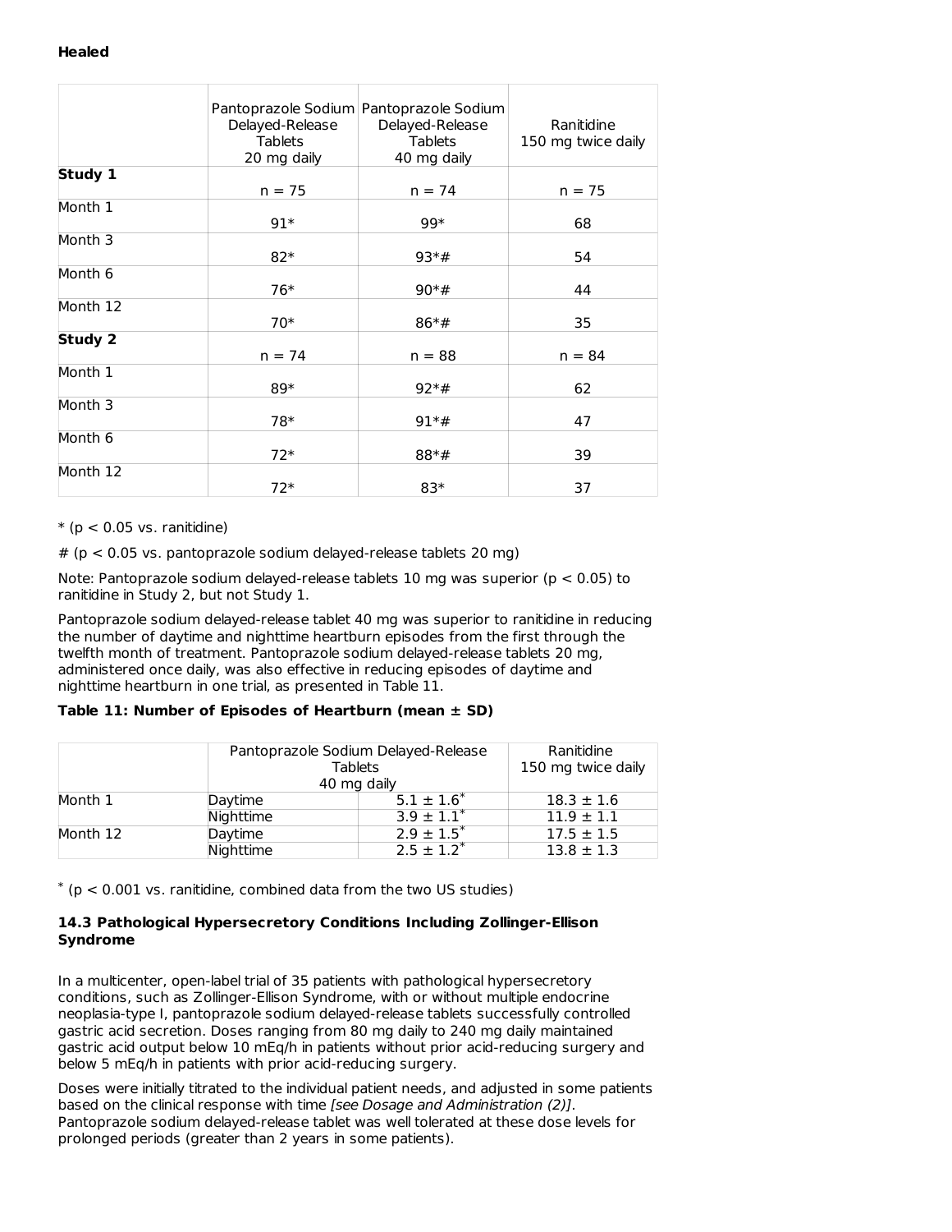**Healed**

| | Pantoprazole Sodium Delayed-Release Tablets 20 mg daily | Pantoprazole Sodium Delayed-Release Tablets 40 mg daily | Ranitidine 150 mg twice daily |
|---|---|---|---|
| **Study 1** | n = 75 | n = 74 | n = 75 |
| Month 1 | 91* | 99* | 68 |
| Month 3 | 82* | 93*# | 54 |
| Month 6 | 76* | 90*# | 44 |
| Month 12 | 70* | 86*# | 35 |
| **Study 2** | n = 74 | n = 88 | n = 84 |
| Month 1 | 89* | 92*# | 62 |
| Month 3 | 78* | 91*# | 47 |
| Month 6 | 72* | 88*# | 39 |
| Month 12 | 72* | 83* | 37 |

* ($p < 0.05$ vs. ranitidine)

# ($p < 0.05$ vs. pantoprazole sodium delayed-release tablets 20 mg)

Note: Pantoprazole sodium delayed-release tablets 10 mg was superior ($p < 0.05$) to ranitidine in Study 2, but not Study 1.

Pantoprazole sodium delayed-release tablet 40 mg was superior to ranitidine in reducing the number of daytime and nighttime heartburn episodes from the first through the twelfth month of treatment. Pantoprazole sodium delayed-release tablets 20 mg, administered once daily, was also effective in reducing episodes of daytime and nighttime heartburn in one trial, as presented in Table 11.

**Table 11: Number of Episodes of Heartburn (mean ± SD)**

| | | Pantoprazole Sodium Delayed-Release Tablets 40 mg daily | Ranitidine 150 mg twice daily |
|---|---|---|---|
| Month 1 | Daytime | 5.1 ± 1.6* | 18.3 ± 1.6 |
| | Nighttime | 3.9 ± 1.1* | 11.9 ± 1.1 |
| Month 12 | Daytime | 2.9 ± 1.5* | 17.5 ± 1.5 |
| | Nighttime | 2.5 ± 1.2* | 13.8 ± 1.3 |

* ($p < 0.001$ vs. ranitidine, combined data from the two US studies)

### 14.3 Pathological Hypersecretory Conditions Including Zollinger-Ellison Syndrome

In a multicenter, open-label trial of 35 patients with pathological hypersecretory conditions, such as Zollinger-Ellison Syndrome, with or without multiple endocrine neoplasia-type I, pantoprazole sodium delayed-release tablets successfully controlled gastric acid secretion. Doses ranging from 80 mg daily to 240 mg daily maintained gastric acid output below 10 mEq/h in patients without prior acid-reducing surgery and below 5 mEq/h in patients with prior acid-reducing surgery.

Doses were initially titrated to the individual patient needs, and adjusted in some patients based on the clinical response with time *[see Dosage and Administration (2)]*. Pantoprazole sodium delayed-release tablet was well tolerated at these dose levels for prolonged periods (greater than 2 years in some patients).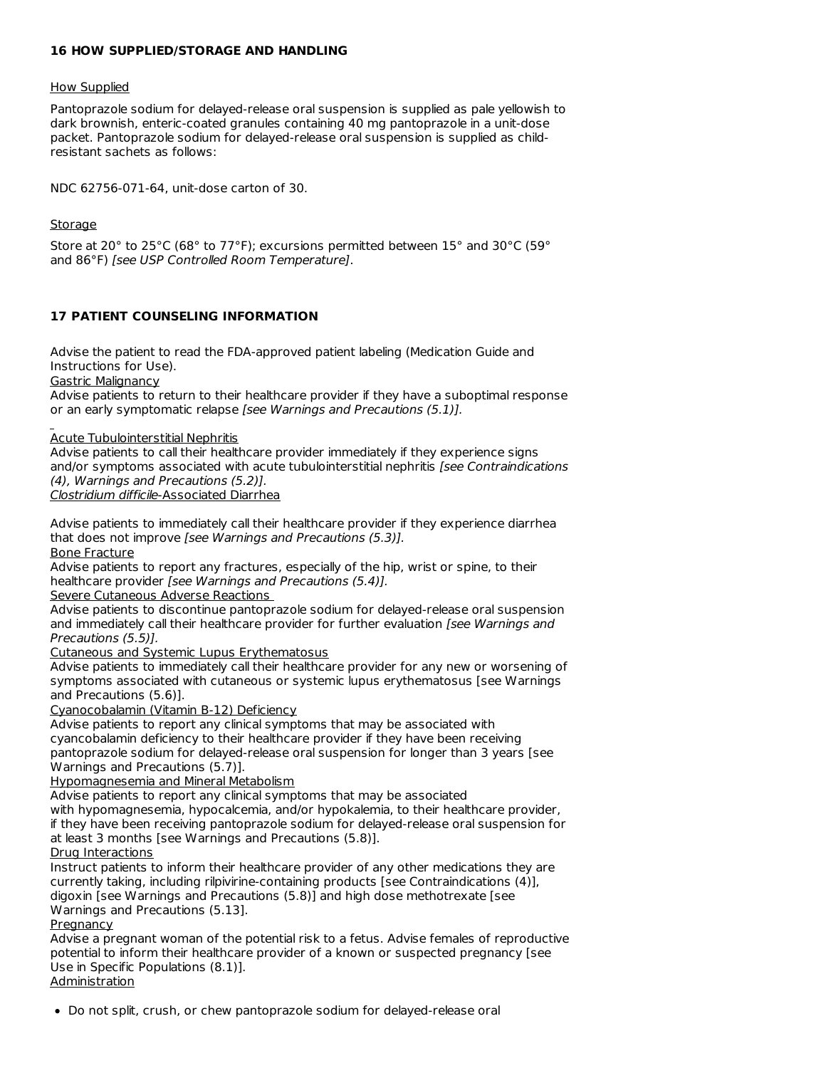## 16 HOW SUPPLIED/STORAGE AND HANDLING

How Supplied

Pantoprazole sodium for delayed-release oral suspension is supplied as pale yellowish to dark brownish, enteric-coated granules containing 40 mg pantoprazole in a unit-dose packet. Pantoprazole sodium for delayed-release oral suspension is supplied as child-resistant sachets as follows:

NDC 62756-071-64, unit-dose carton of 30.

Storage

Store at 20° to 25°C (68° to 77°F); excursions permitted between 15° and 30°C (59° and 86°F) *[see USP Controlled Room Temperature]*.

## 17 PATIENT COUNSELING INFORMATION

Advise the patient to read the FDA-approved patient labeling (Medication Guide and Instructions for Use).

Gastric Malignancy

Advise patients to return to their healthcare provider if they have a suboptimal response or an early symptomatic relapse *[see Warnings and Precautions (5.1)]*.

Acute Tubulointerstitial Nephritis

Advise patients to call their healthcare provider immediately if they experience signs and/or symptoms associated with acute tubulointerstitial nephritis *[see Contraindications (4), Warnings and Precautions (5.2)]*.

*Clostridium difficile*-Associated Diarrhea

Advise patients to immediately call their healthcare provider if they experience diarrhea that does not improve *[see Warnings and Precautions (5.3)]*.

Bone Fracture

Advise patients to report any fractures, especially of the hip, wrist or spine, to their healthcare provider *[see Warnings and Precautions (5.4)]*.

Severe Cutaneous Adverse Reactions

Advise patients to discontinue pantoprazole sodium for delayed-release oral suspension and immediately call their healthcare provider for further evaluation *[see Warnings and Precautions (5.5)]*.

Cutaneous and Systemic Lupus Erythematosus

Advise patients to immediately call their healthcare provider for any new or worsening of symptoms associated with cutaneous or systemic lupus erythematosus [see Warnings and Precautions (5.6)].

Cyanocobalamin (Vitamin B-12) Deficiency

Advise patients to report any clinical symptoms that may be associated with cyancobalamin deficiency to their healthcare provider if they have been receiving pantoprazole sodium for delayed-release oral suspension for longer than 3 years [see Warnings and Precautions (5.7)].

Hypomagnesemia and Mineral Metabolism

Advise patients to report any clinical symptoms that may be associated with hypomagnesemia, hypocalcemia, and/or hypokalemia, to their healthcare provider, if they have been receiving pantoprazole sodium for delayed-release oral suspension for at least 3 months [see Warnings and Precautions (5.8)].

Drug Interactions

Instruct patients to inform their healthcare provider of any other medications they are currently taking, including rilpivirine-containing products [see Contraindications (4)], digoxin [see Warnings and Precautions (5.8)] and high dose methotrexate [see Warnings and Precautions (5.13].

Pregnancy

Advise a pregnant woman of the potential risk to a fetus. Advise females of reproductive potential to inform their healthcare provider of a known or suspected pregnancy [see Use in Specific Populations (8.1)].

Administration

- Do not split, crush, or chew pantoprazole sodium for delayed-release oral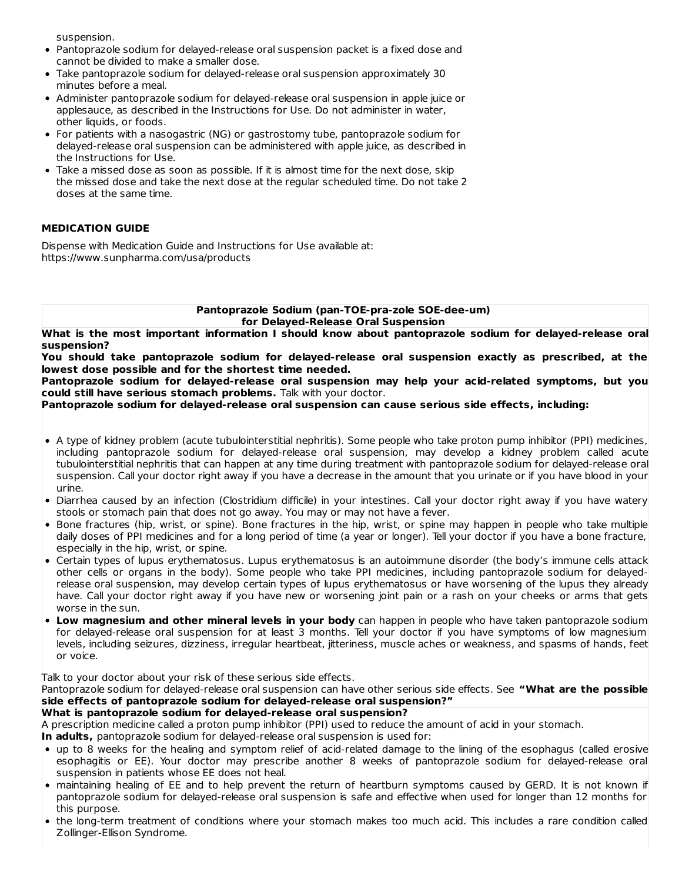suspension.

- Pantoprazole sodium for delayed-release oral suspension packet is a fixed dose and cannot be divided to make a smaller dose.
- Take pantoprazole sodium for delayed-release oral suspension approximately 30 minutes before a meal.
- Administer pantoprazole sodium for delayed-release oral suspension in apple juice or applesauce, as described in the Instructions for Use. Do not administer in water, other liquids, or foods.
- For patients with a nasogastric (NG) or gastrostomy tube, pantoprazole sodium for delayed-release oral suspension can be administered with apple juice, as described in the Instructions for Use.
- Take a missed dose as soon as possible. If it is almost time for the next dose, skip the missed dose and take the next dose at the regular scheduled time. Do not take 2 doses at the same time.

## MEDICATION GUIDE

Dispense with Medication Guide and Instructions for Use available at: https://www.sunpharma.com/usa/products

**Pantoprazole Sodium (pan-TOE-pra-zole SOE-dee-um)**
**for Delayed-Release Oral Suspension**

**What is the most important information I should know about pantoprazole sodium for delayed-release oral suspension?**

**You should take pantoprazole sodium for delayed-release oral suspension exactly as prescribed, at the lowest dose possible and for the shortest time needed.**

**Pantoprazole sodium for delayed-release oral suspension may help your acid-related symptoms, but you could still have serious stomach problems.** Talk with your doctor.

**Pantoprazole sodium for delayed-release oral suspension can cause serious side effects, including:**

- A type of kidney problem (acute tubulointerstitial nephritis). Some people who take proton pump inhibitor (PPI) medicines, including pantoprazole sodium for delayed-release oral suspension, may develop a kidney problem called acute tubulointerstitial nephritis that can happen at any time during treatment with pantoprazole sodium for delayed-release oral suspension. Call your doctor right away if you have a decrease in the amount that you urinate or if you have blood in your urine.
- Diarrhea caused by an infection (Clostridium difficile) in your intestines. Call your doctor right away if you have watery stools or stomach pain that does not go away. You may or may not have a fever.
- Bone fractures (hip, wrist, or spine). Bone fractures in the hip, wrist, or spine may happen in people who take multiple daily doses of PPI medicines and for a long period of time (a year or longer). Tell your doctor if you have a bone fracture, especially in the hip, wrist, or spine.
- Certain types of lupus erythematosus. Lupus erythematosus is an autoimmune disorder (the body's immune cells attack other cells or organs in the body). Some people who take PPI medicines, including pantoprazole sodium for delayed-release oral suspension, may develop certain types of lupus erythematosus or have worsening of the lupus they already have. Call your doctor right away if you have new or worsening joint pain or a rash on your cheeks or arms that gets worse in the sun.
- **Low magnesium and other mineral levels in your body** can happen in people who have taken pantoprazole sodium for delayed-release oral suspension for at least 3 months. Tell your doctor if you have symptoms of low magnesium levels, including seizures, dizziness, irregular heartbeat, jitteriness, muscle aches or weakness, and spasms of hands, feet or voice.

Talk to your doctor about your risk of these serious side effects.

Pantoprazole sodium for delayed-release oral suspension can have other serious side effects. See **"What are the possible side effects of pantoprazole sodium for delayed-release oral suspension?"**

**What is pantoprazole sodium for delayed-release oral suspension?**

A prescription medicine called a proton pump inhibitor (PPI) used to reduce the amount of acid in your stomach.

**In adults,** pantoprazole sodium for delayed-release oral suspension is used for:

- up to 8 weeks for the healing and symptom relief of acid-related damage to the lining of the esophagus (called erosive esophagitis or EE). Your doctor may prescribe another 8 weeks of pantoprazole sodium for delayed-release oral suspension in patients whose EE does not heal.
- maintaining healing of EE and to help prevent the return of heartburn symptoms caused by GERD. It is not known if pantoprazole sodium for delayed-release oral suspension is safe and effective when used for longer than 12 months for this purpose.
- the long-term treatment of conditions where your stomach makes too much acid. This includes a rare condition called Zollinger-Ellison Syndrome.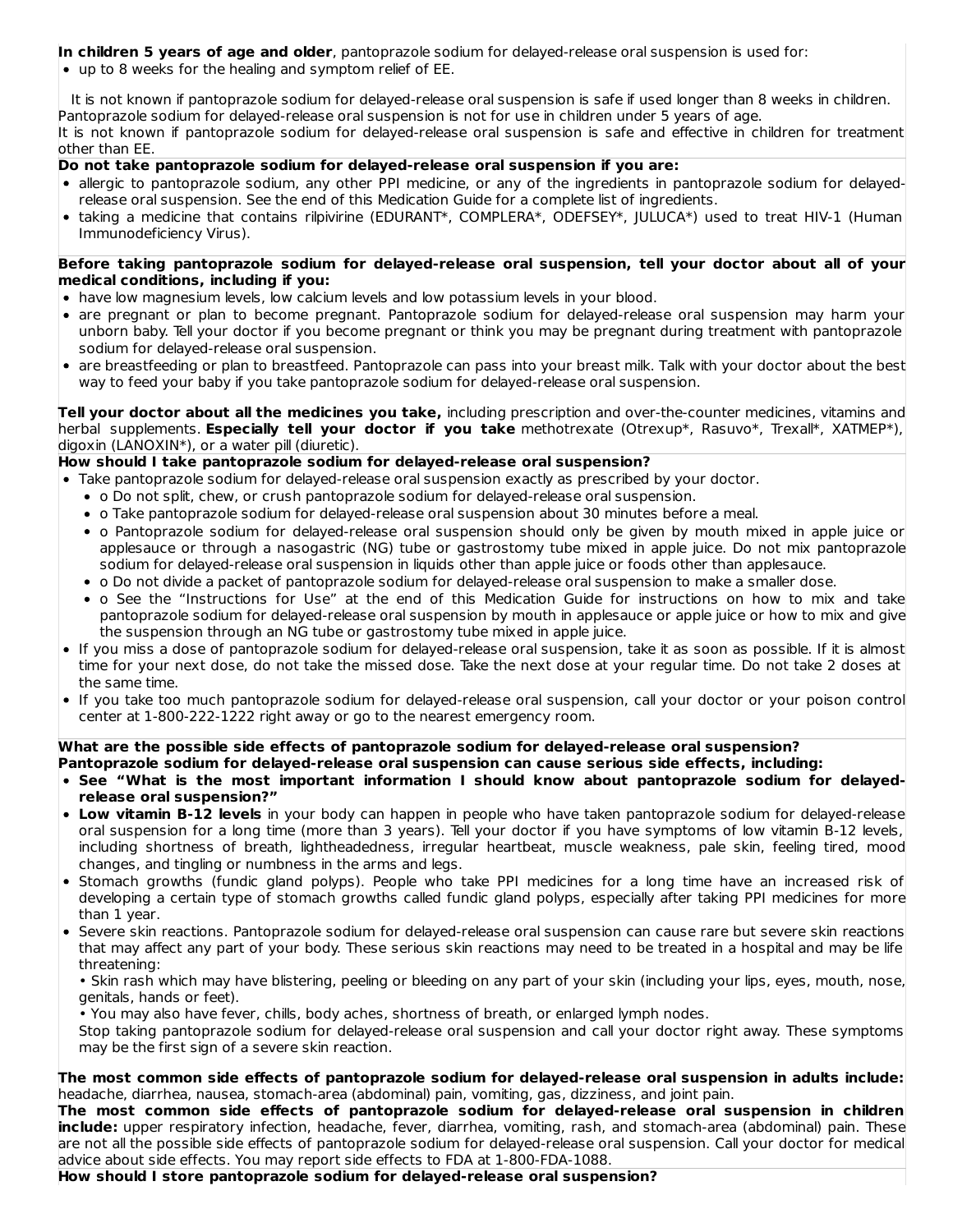**In children 5 years of age and older**, pantoprazole sodium for delayed-release oral suspension is used for:

- up to 8 weeks for the healing and symptom relief of EE.

It is not known if pantoprazole sodium for delayed-release oral suspension is safe if used longer than 8 weeks in children. Pantoprazole sodium for delayed-release oral suspension is not for use in children under 5 years of age.
It is not known if pantoprazole sodium for delayed-release oral suspension is safe and effective in children for treatment other than EE.

**Do not take pantoprazole sodium for delayed-release oral suspension if you are:**

- allergic to pantoprazole sodium, any other PPI medicine, or any of the ingredients in pantoprazole sodium for delayed-release oral suspension. See the end of this Medication Guide for a complete list of ingredients.
- taking a medicine that contains rilpivirine (EDURANT*, COMPLERA*, ODEFSEY*, JULUCA*) used to treat HIV-1 (Human Immunodeficiency Virus).

**Before taking pantoprazole sodium for delayed-release oral suspension, tell your doctor about all of your medical conditions, including if you:**

- have low magnesium levels, low calcium levels and low potassium levels in your blood.
- are pregnant or plan to become pregnant. Pantoprazole sodium for delayed-release oral suspension may harm your unborn baby. Tell your doctor if you become pregnant or think you may be pregnant during treatment with pantoprazole sodium for delayed-release oral suspension.
- are breastfeeding or plan to breastfeed. Pantoprazole can pass into your breast milk. Talk with your doctor about the best way to feed your baby if you take pantoprazole sodium for delayed-release oral suspension.

**Tell your doctor about all the medicines you take,** including prescription and over-the-counter medicines, vitamins and herbal supplements. **Especially tell your doctor if you take** methotrexate (Otrexup*, Rasuvo*, Trexall*, XATMEP*), digoxin (LANOXIN*), or a water pill (diuretic).

**How should I take pantoprazole sodium for delayed-release oral suspension?**

- Take pantoprazole sodium for delayed-release oral suspension exactly as prescribed by your doctor.
  - o Do not split, chew, or crush pantoprazole sodium for delayed-release oral suspension.
  - o Take pantoprazole sodium for delayed-release oral suspension about 30 minutes before a meal.
  - o Pantoprazole sodium for delayed-release oral suspension should only be given by mouth mixed in apple juice or applesauce or through a nasogastric (NG) tube or gastrostomy tube mixed in apple juice. Do not mix pantoprazole sodium for delayed-release oral suspension in liquids other than apple juice or foods other than applesauce.
  - o Do not divide a packet of pantoprazole sodium for delayed-release oral suspension to make a smaller dose.
  - o See the "Instructions for Use" at the end of this Medication Guide for instructions on how to mix and take pantoprazole sodium for delayed-release oral suspension by mouth in applesauce or apple juice or how to mix and give the suspension through an NG tube or gastrostomy tube mixed in apple juice.
- If you miss a dose of pantoprazole sodium for delayed-release oral suspension, take it as soon as possible. If it is almost time for your next dose, do not take the missed dose. Take the next dose at your regular time. Do not take 2 doses at the same time.
- If you take too much pantoprazole sodium for delayed-release oral suspension, call your doctor or your poison control center at 1-800-222-1222 right away or go to the nearest emergency room.

**What are the possible side effects of pantoprazole sodium for delayed-release oral suspension?**
**Pantoprazole sodium for delayed-release oral suspension can cause serious side effects, including:**

- **See "What is the most important information I should know about pantoprazole sodium for delayed-release oral suspension?"**
- **Low vitamin B-12 levels** in your body can happen in people who have taken pantoprazole sodium for delayed-release oral suspension for a long time (more than 3 years). Tell your doctor if you have symptoms of low vitamin B-12 levels, including shortness of breath, lightheadedness, irregular heartbeat, muscle weakness, pale skin, feeling tired, mood changes, and tingling or numbness in the arms and legs.
- Stomach growths (fundic gland polyps). People who take PPI medicines for a long time have an increased risk of developing a certain type of stomach growths called fundic gland polyps, especially after taking PPI medicines for more than 1 year.
- Severe skin reactions. Pantoprazole sodium for delayed-release oral suspension can cause rare but severe skin reactions that may affect any part of your body. These serious skin reactions may need to be treated in a hospital and may be life threatening:
  - Skin rash which may have blistering, peeling or bleeding on any part of your skin (including your lips, eyes, mouth, nose, genitals, hands or feet).
  - You may also have fever, chills, body aches, shortness of breath, or enlarged lymph nodes.

  Stop taking pantoprazole sodium for delayed-release oral suspension and call your doctor right away. These symptoms may be the first sign of a severe skin reaction.

**The most common side effects of pantoprazole sodium for delayed-release oral suspension in adults include:** headache, diarrhea, nausea, stomach-area (abdominal) pain, vomiting, gas, dizziness, and joint pain.
**The most common side effects of pantoprazole sodium for delayed-release oral suspension in children include:** upper respiratory infection, headache, fever, diarrhea, vomiting, rash, and stomach-area (abdominal) pain. These are not all the possible side effects of pantoprazole sodium for delayed-release oral suspension. Call your doctor for medical advice about side effects. You may report side effects to FDA at 1-800-FDA-1088.

**How should I store pantoprazole sodium for delayed-release oral suspension?**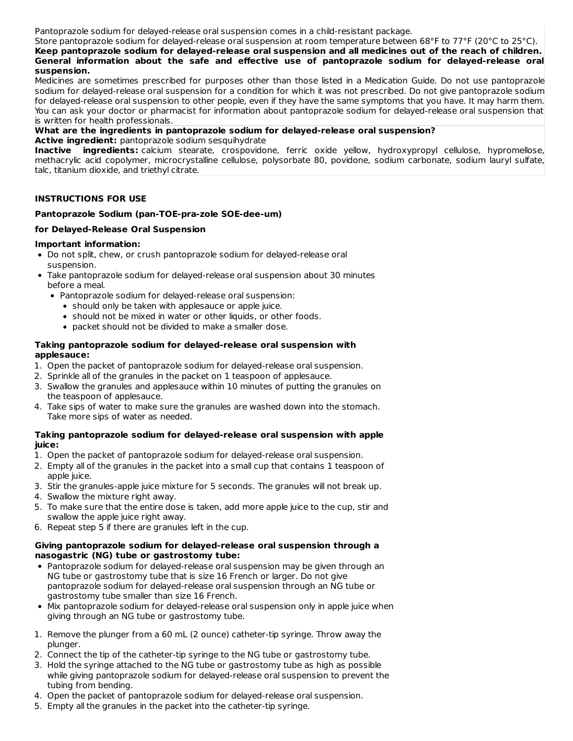Pantoprazole sodium for delayed-release oral suspension comes in a child-resistant package.

Store pantoprazole sodium for delayed-release oral suspension at room temperature between 68°F to 77°F (20°C to 25°C).

**Keep pantoprazole sodium for delayed-release oral suspension and all medicines out of the reach of children.**

**General information about the safe and effective use of pantoprazole sodium for delayed-release oral suspension.**

Medicines are sometimes prescribed for purposes other than those listed in a Medication Guide. Do not use pantoprazole sodium for delayed-release oral suspension for a condition for which it was not prescribed. Do not give pantoprazole sodium for delayed-release oral suspension to other people, even if they have the same symptoms that you have. It may harm them. You can ask your doctor or pharmacist for information about pantoprazole sodium for delayed-release oral suspension that is written for health professionals.

**What are the ingredients in pantoprazole sodium for delayed-release oral suspension?**

**Active ingredient:** pantoprazole sodium sesquihydrate

**Inactive ingredients:** calcium stearate, crospovidone, ferric oxide yellow, hydroxypropyl cellulose, hypromellose, methacrylic acid copolymer, microcrystalline cellulose, polysorbate 80, povidone, sodium carbonate, sodium lauryl sulfate, talc, titanium dioxide, and triethyl citrate.

## INSTRUCTIONS FOR USE

**Pantoprazole Sodium (pan-TOE-pra-zole SOE-dee-um)**

**for Delayed-Release Oral Suspension**

**Important information:**

- Do not split, chew, or crush pantoprazole sodium for delayed-release oral suspension.
- Take pantoprazole sodium for delayed-release oral suspension about 30 minutes before a meal.
  - Pantoprazole sodium for delayed-release oral suspension:
    - should only be taken with applesauce or apple juice.
    - should not be mixed in water or other liquids, or other foods.
    - packet should not be divided to make a smaller dose.

**Taking pantoprazole sodium for delayed-release oral suspension with applesauce:**

1. Open the packet of pantoprazole sodium for delayed-release oral suspension.
2. Sprinkle all of the granules in the packet on 1 teaspoon of applesauce.
3. Swallow the granules and applesauce within 10 minutes of putting the granules on the teaspoon of applesauce.
4. Take sips of water to make sure the granules are washed down into the stomach. Take more sips of water as needed.

**Taking pantoprazole sodium for delayed-release oral suspension with apple juice:**

1. Open the packet of pantoprazole sodium for delayed-release oral suspension.
2. Empty all of the granules in the packet into a small cup that contains 1 teaspoon of apple juice.
3. Stir the granules-apple juice mixture for 5 seconds. The granules will not break up.
4. Swallow the mixture right away.
5. To make sure that the entire dose is taken, add more apple juice to the cup, stir and swallow the apple juice right away.
6. Repeat step 5 if there are granules left in the cup.

**Giving pantoprazole sodium for delayed-release oral suspension through a nasogastric (NG) tube or gastrostomy tube:**

- Pantoprazole sodium for delayed-release oral suspension may be given through an NG tube or gastrostomy tube that is size 16 French or larger. Do not give pantoprazole sodium for delayed-release oral suspension through an NG tube or gastrostomy tube smaller than size 16 French.
- Mix pantoprazole sodium for delayed-release oral suspension only in apple juice when giving through an NG tube or gastrostomy tube.

1. Remove the plunger from a 60 mL (2 ounce) catheter-tip syringe. Throw away the plunger.
2. Connect the tip of the catheter-tip syringe to the NG tube or gastrostomy tube.
3. Hold the syringe attached to the NG tube or gastrostomy tube as high as possible while giving pantoprazole sodium for delayed-release oral suspension to prevent the tubing from bending.
4. Open the packet of pantoprazole sodium for delayed-release oral suspension.
5. Empty all the granules in the packet into the catheter-tip syringe.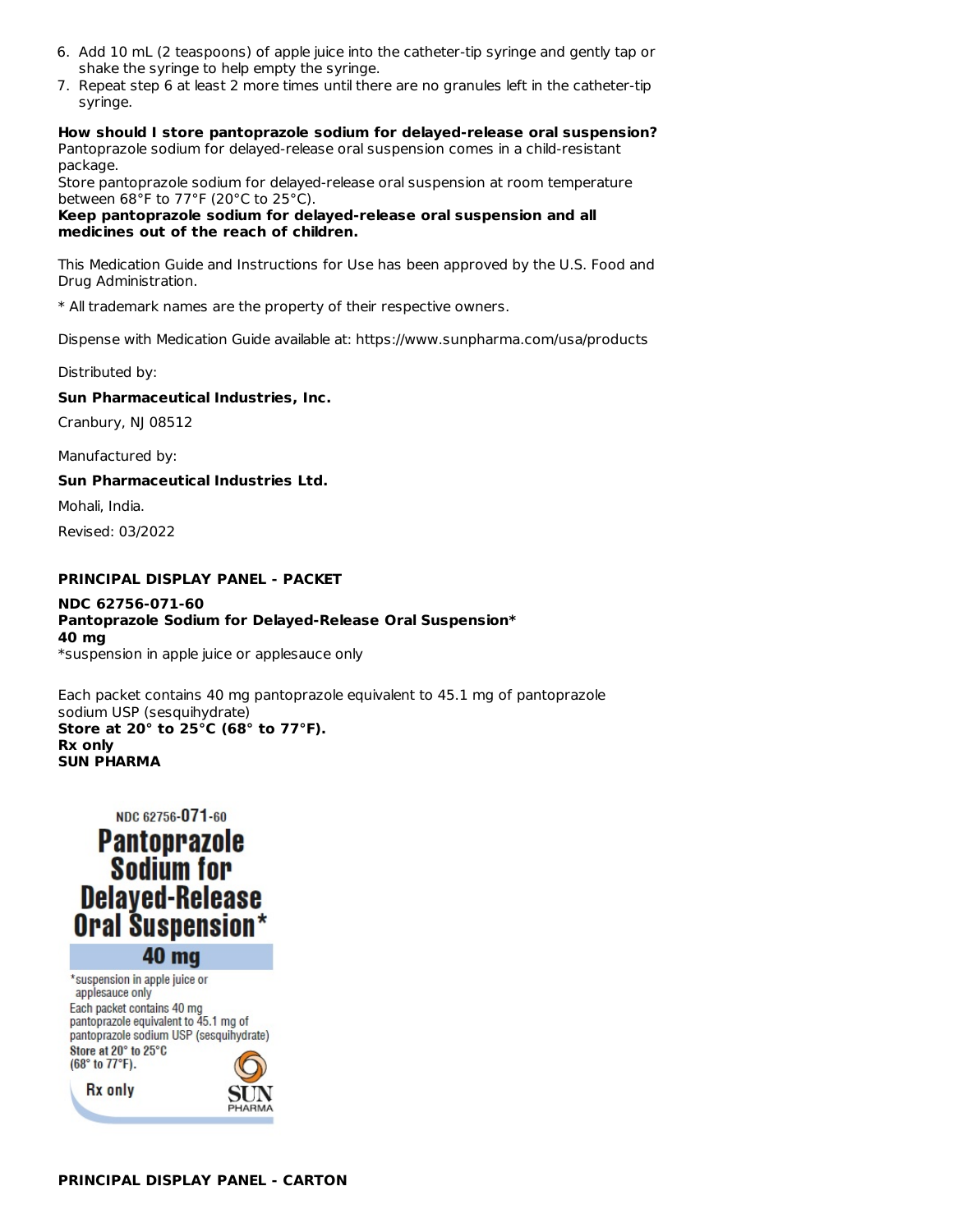6. Add 10 mL (2 teaspoons) of apple juice into the catheter-tip syringe and gently tap or shake the syringe to help empty the syringe.
7. Repeat step 6 at least 2 more times until there are no granules left in the catheter-tip syringe.

**How should I store pantoprazole sodium for delayed-release oral suspension?**

Pantoprazole sodium for delayed-release oral suspension comes in a child-resistant package.

Store pantoprazole sodium for delayed-release oral suspension at room temperature between 68°F to 77°F (20°C to 25°C).

**Keep pantoprazole sodium for delayed-release oral suspension and all medicines out of the reach of children.**

This Medication Guide and Instructions for Use has been approved by the U.S. Food and Drug Administration.

* All trademark names are the property of their respective owners.

Dispense with Medication Guide available at: https://www.sunpharma.com/usa/products

Distributed by:

**Sun Pharmaceutical Industries, Inc.**

Cranbury, NJ 08512

Manufactured by:

**Sun Pharmaceutical Industries Ltd.**

Mohali, India.

Revised: 03/2022

**PRINCIPAL DISPLAY PANEL - PACKET**

**NDC 62756-071-60**
**Pantoprazole Sodium for Delayed-Release Oral Suspension***
**40 mg**
*suspension in apple juice or applesauce only

Each packet contains 40 mg pantoprazole equivalent to 45.1 mg of pantoprazole sodium USP (sesquihydrate)
**Store at 20° to 25°C (68° to 77°F).**
**Rx only**
**SUN PHARMA**

NDC 62756-071-60
Pantoprazole Sodium for Delayed-Release Oral Suspension*
40 mg
*suspension in apple juice or applesauce only
Each packet contains 40 mg pantoprazole equivalent to 45.1 mg of pantoprazole sodium USP (sesquihydrate)
Store at 20° to 25°C (68° to 77°F).
Rx only
SUN PHARMA

**PRINCIPAL DISPLAY PANEL - CARTON**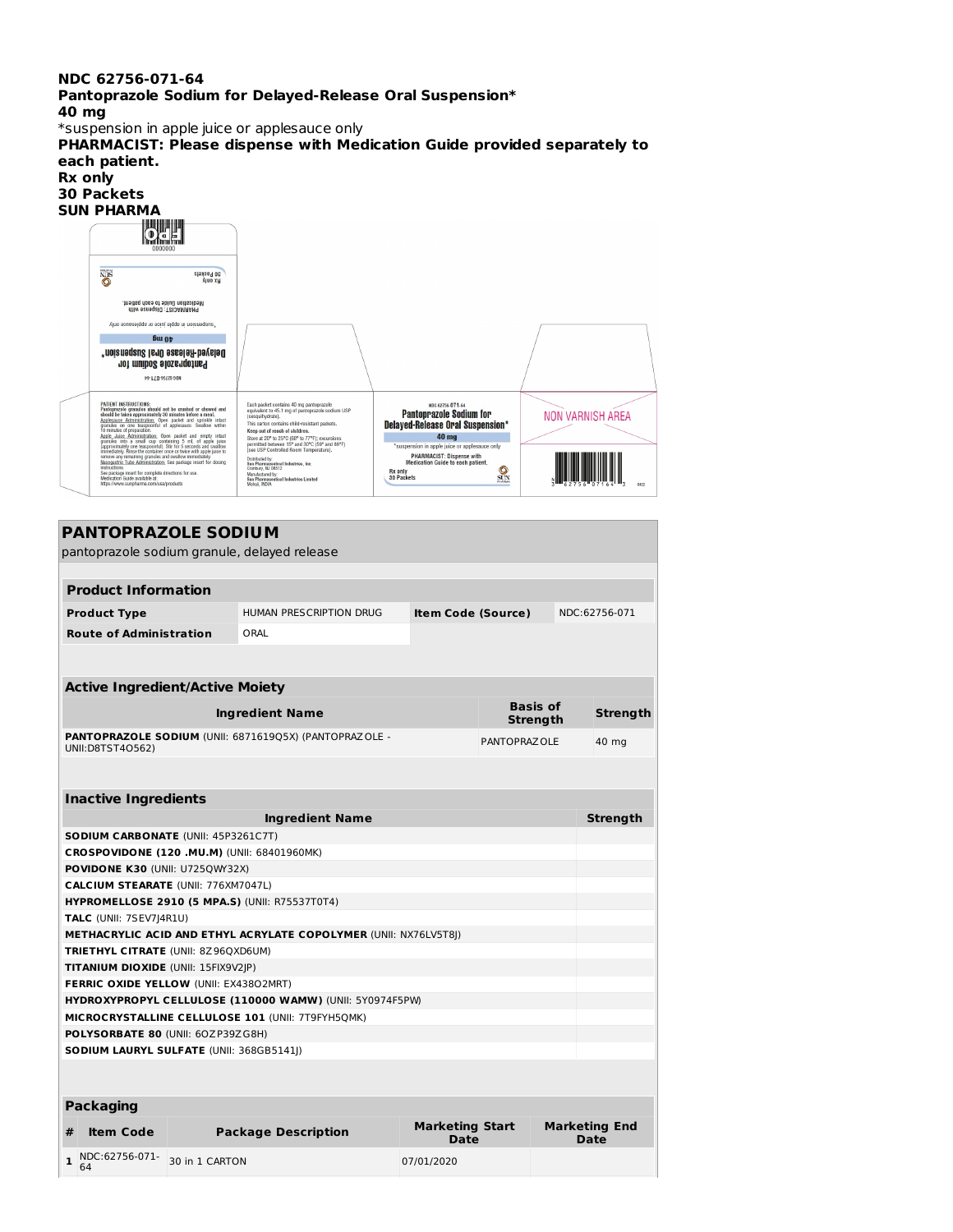**NDC 62756-071-64**
**Pantoprazole Sodium for Delayed-Release Oral Suspension***
**40 mg**
*suspension in apple juice or applesauce only
**PHARMACIST: Please dispense with Medication Guide provided separately to each patient.**
**Rx only**
**30 Packets**
**SUN PHARMA**

PATIENT INSTRUCTIONS:
Pantoprazole granules should not be crushed or chewed and should be taken approximately 30 minutes before a meal.
Applesauce Administration: Open packet and sprinkle intact granules on one teaspoonful of applesauce. Swallow within 10 minutes of preparation.
Apple Juice Administration: Open packet and empty intact granules into a small cup containing 5 mL of apple juice (approximately one teaspoonful). Stir for 5 seconds and swallow immediately. Rinse the container once or twice with apple juice to remove any remaining granules and swallow immediately.
Nasogastric Tube Administration: See package insert for dosing instructions.
See package insert for complete directions for use.
Medication Guide available at:
https://www.sunpharma.com/usa/products

Each packet contains 40 mg pantoprazole equivalent to 45.1 mg of pantoprazole sodium USP (sesquihydrate).
This carton contains child-resistant packets.
**Keep out of reach of children.**
Store at 20° to 25°C (68° to 77°F); excursions permitted between 15° and 30°C (59° and 86°F) [see USP Controlled Room Temperature].
Distributed by:
Sun Pharmaceutical Industries, Inc.
Cranbury, NJ 08512
Manufactured by:
Sun Pharmaceutical Industries Limited
Mohali, INDIA

NON VARNISH AREA

## PANTOPRAZOLE SODIUM
pantoprazole sodium granule, delayed release

| **Product Information** | | | |
|---|---|---|---|
| **Product Type** | HUMAN PRESCRIPTION DRUG | **Item Code (Source)** | NDC:62756-071 |
| **Route of Administration** | ORAL | | |

| **Active Ingredient/Active Moiety** | | |
|---|---|---|
| **Ingredient Name** | **Basis of Strength** | **Strength** |
| **PANTOPRAZOLE SODIUM** (UNII: 6871619Q5X) (PANTOPRAZOLE - UNII:D8TST4O562) | PANTOPRAZOLE | 40 mg |

| **Inactive Ingredients** | |
|---|---|
| **Ingredient Name** | **Strength** |
| **SODIUM CARBONATE** (UNII: 45P3261C7T) | |
| **CROSPOVIDONE (120 .MU.M)** (UNII: 68401960MK) | |
| **POVIDONE K30** (UNII: U725QWY32X) | |
| **CALCIUM STEARATE** (UNII: 776XM7047L) | |
| **HYPROMELLOSE 2910 (5 MPA.S)** (UNII: R75537T0T4) | |
| **TALC** (UNII: 7SEV7J4R1U) | |
| **METHACRYLIC ACID AND ETHYL ACRYLATE COPOLYMER** (UNII: NX76LV5T8J) | |
| **TRIETHYL CITRATE** (UNII: 8Z96QXD6UM) | |
| **TITANIUM DIOXIDE** (UNII: 15FIX9V2JP) | |
| **FERRIC OXIDE YELLOW** (UNII: EX438O2MRT) | |
| **HYDROXYPROPYL CELLULOSE (110000 WAMW)** (UNII: 5Y0974F5PW) | |
| **MICROCRYSTALLINE CELLULOSE 101** (UNII: 7T9FYH5QMK) | |
| **POLYSORBATE 80** (UNII: 6OZP39ZG8H) | |
| **SODIUM LAURYL SULFATE** (UNII: 368GB5141J) | |

| **Packaging** | | | | |
|---|---|---|---|---|
| **#** | **Item Code** | **Package Description** | **Marketing Start Date** | **Marketing End Date** |
| **1** | NDC:62756-071-64 | 30 in 1 CARTON | 07/01/2020 | |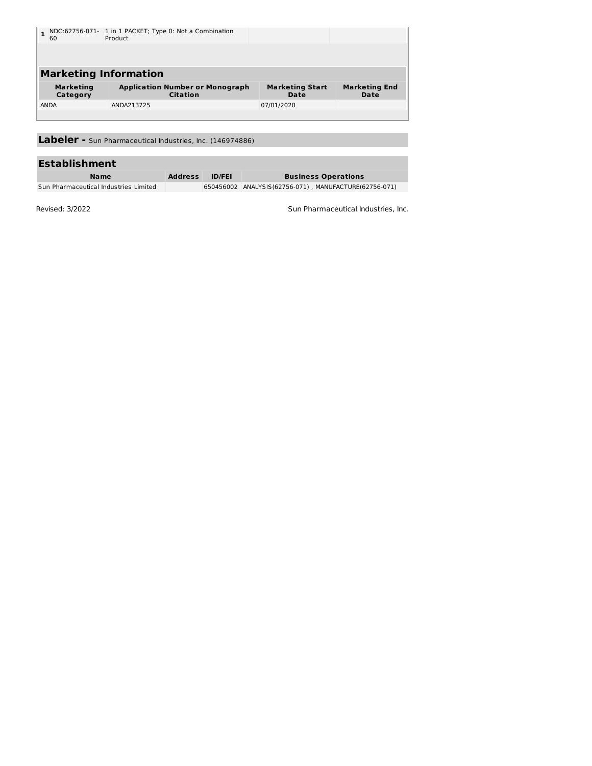| | | | | |
|---|---|---|---|---|
| 1 | NDC:62756-071-60 | 1 in 1 PACKET; Type 0: Not a Combination Product | | |

## Marketing Information

| Marketing Category | Application Number or Monograph Citation | Marketing Start Date | Marketing End Date |
|---|---|---|---|
| ANDA | ANDA213725 | 07/01/2020 | |

## Labeler - Sun Pharmaceutical Industries, Inc. (146974886)

## Establishment

| Name | Address | ID/FEI | Business Operations |
|---|---|---|---|
| Sun Pharmaceutical Industries Limited | | 650456002 | ANALYSIS(62756-071) , MANUFACTURE(62756-071) |

Revised: 3/2022

Sun Pharmaceutical Industries, Inc.